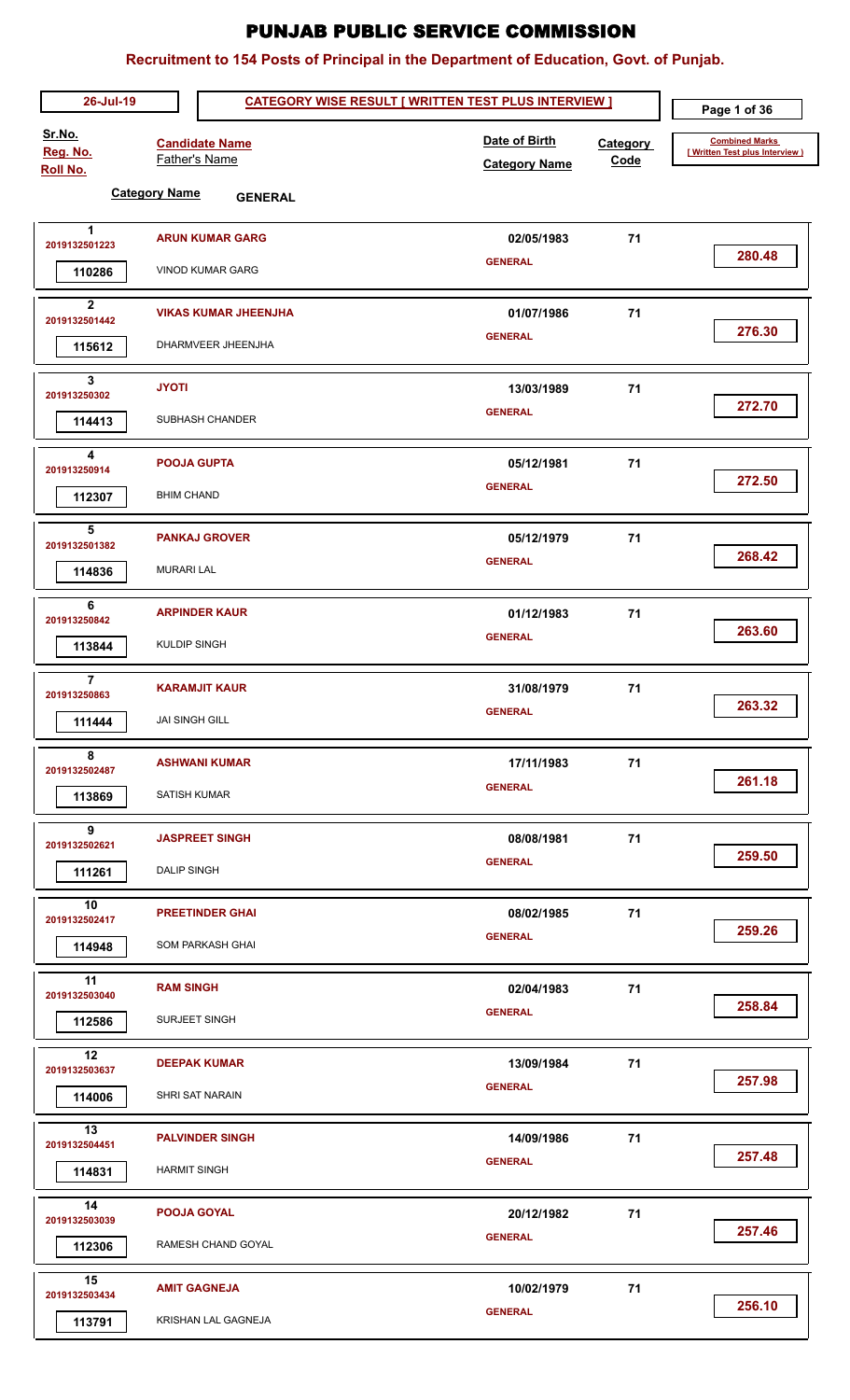# PUNJAB PUBLIC SERVICE COMMISSION

## Recruitment to 154 Posts of Principal in the Department of Education, Govt. of Punjab.

26-Jul-19

**CATEGORY WISE RESULT [ WRITTEN TEST PLUS INTERVIEW ]**

**Category Name** GENERAL

| Sr.No. / Reg. No. / Roll No. | Candidate Name / Father's Name | Date of Birth / Category Name | Category Code | Combined Marks [ Written Test plus Interview ] |
|---|---|---|---|---|
| 1 / 2019132501223 / 110286 | **ARUN KUMAR GARG** / VINOD KUMAR GARG | 02/05/1983 / GENERAL | 71 | 280.48 |
| 2 / 2019132501442 / 115612 | **VIKAS KUMAR JHEENJHA** / DHARMVEER JHEENJHA | 01/07/1986 / GENERAL | 71 | 276.30 |
| 3 / 201913250302 / 114413 | **JYOTI** / SUBHASH CHANDER | 13/03/1989 / GENERAL | 71 | 272.70 |
| 4 / 201913250914 / 112307 | **POOJA GUPTA** / BHIM CHAND | 05/12/1981 / GENERAL | 71 | 272.50 |
| 5 / 2019132501382 / 114836 | **PANKAJ GROVER** / MURARI LAL | 05/12/1979 / GENERAL | 71 | 268.42 |
| 6 / 201913250842 / 113844 | **ARPINDER KAUR** / KULDIP SINGH | 01/12/1983 / GENERAL | 71 | 263.60 |
| 7 / 201913250863 / 111444 | **KARAMJIT KAUR** / JAI SINGH GILL | 31/08/1979 / GENERAL | 71 | 263.32 |
| 8 / 2019132502487 / 113869 | **ASHWANI KUMAR** / SATISH KUMAR | 17/11/1983 / GENERAL | 71 | 261.18 |
| 9 / 2019132502621 / 111261 | **JASPREET SINGH** / DALIP SINGH | 08/08/1981 / GENERAL | 71 | 259.50 |
| 10 / 2019132502417 / 114948 | **PREETINDER GHAI** / SOM PARKASH GHAI | 08/02/1985 / GENERAL | 71 | 259.26 |
| 11 / 2019132503040 / 112586 | **RAM SINGH** / SURJEET SINGH | 02/04/1983 / GENERAL | 71 | 258.84 |
| 12 / 2019132503637 / 114006 | **DEEPAK KUMAR** / SHRI SAT NARAIN | 13/09/1984 / GENERAL | 71 | 257.98 |
| 13 / 2019132504451 / 114831 | **PALVINDER SINGH** / HARMIT SINGH | 14/09/1986 / GENERAL | 71 | 257.48 |
| 14 / 2019132503039 / 112306 | **POOJA GOYAL** / RAMESH CHAND GOYAL | 20/12/1982 / GENERAL | 71 | 257.46 |
| 15 / 2019132503434 / 113791 | **AMIT GAGNEJA** / KRISHAN LAL GAGNEJA | 10/02/1979 / GENERAL | 71 | 256.10 |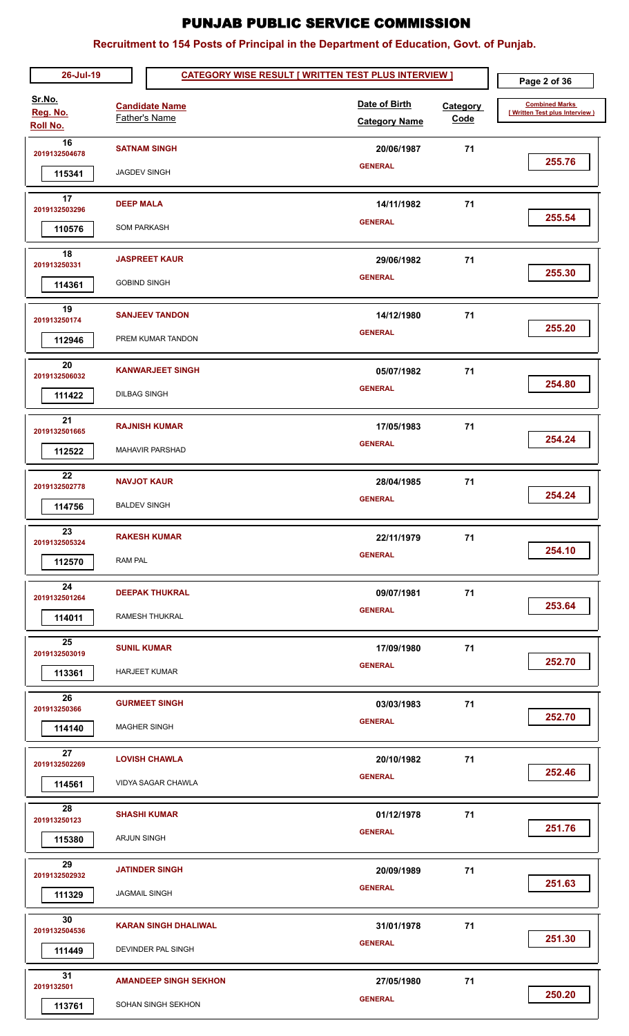# PUNJAB PUBLIC SERVICE COMMISSION

## Recruitment to 154 Posts of Principal in the Department of Education, Govt. of Punjab.

26-Jul-19

**CATEGORY WISE RESULT [ WRITTEN TEST PLUS INTERVIEW ]**

| Sr.No. / Reg. No. / Roll No. | Candidate Name / Father's Name | Date of Birth / Category Name | Category Code | Combined Marks [ Written Test plus Interview ] |
|---|---|---|---|---|
| 16 / 2019132504678 / 115341 | **SATNAM SINGH** / JAGDEV SINGH | 20/06/1987 / GENERAL | 71 | 255.76 |
| 17 / 2019132503296 / 110576 | **DEEP MALA** / SOM PARKASH | 14/11/1982 / GENERAL | 71 | 255.54 |
| 18 / 201913250331 / 114361 | **JASPREET KAUR** / GOBIND SINGH | 29/06/1982 / GENERAL | 71 | 255.30 |
| 19 / 201913250174 / 112946 | **SANJEEV TANDON** / PREM KUMAR TANDON | 14/12/1980 / GENERAL | 71 | 255.20 |
| 20 / 2019132506032 / 111422 | **KANWARJEET SINGH** / DILBAG SINGH | 05/07/1982 / GENERAL | 71 | 254.80 |
| 21 / 2019132501665 / 112522 | **RAJNISH KUMAR** / MAHAVIR PARSHAD | 17/05/1983 / GENERAL | 71 | 254.24 |
| 22 / 2019132502778 / 114756 | **NAVJOT KAUR** / BALDEV SINGH | 28/04/1985 / GENERAL | 71 | 254.24 |
| 23 / 2019132505324 / 112570 | **RAKESH KUMAR** / RAM PAL | 22/11/1979 / GENERAL | 71 | 254.10 |
| 24 / 2019132501264 / 114011 | **DEEPAK THUKRAL** / RAMESH THUKRAL | 09/07/1981 / GENERAL | 71 | 253.64 |
| 25 / 2019132503019 / 113361 | **SUNIL KUMAR** / HARJEET KUMAR | 17/09/1980 / GENERAL | 71 | 252.70 |
| 26 / 201913250366 / 114140 | **GURMEET SINGH** / MAGHER SINGH | 03/03/1983 / GENERAL | 71 | 252.70 |
| 27 / 2019132502269 / 114561 | **LOVISH CHAWLA** / VIDYA SAGAR CHAWLA | 20/10/1982 / GENERAL | 71 | 252.46 |
| 28 / 201913250123 / 115380 | **SHASHI KUMAR** / ARJUN SINGH | 01/12/1978 / GENERAL | 71 | 251.76 |
| 29 / 2019132502932 / 111329 | **JATINDER SINGH** / JAGMAIL SINGH | 20/09/1989 / GENERAL | 71 | 251.63 |
| 30 / 2019132504536 / 111449 | **KARAN SINGH DHALIWAL** / DEVINDER PAL SINGH | 31/01/1978 / GENERAL | 71 | 251.30 |
| 31 / 2019132501 / 113761 | **AMANDEEP SINGH SEKHON** / SOHAN SINGH SEKHON | 27/05/1980 / GENERAL | 71 | 250.20 |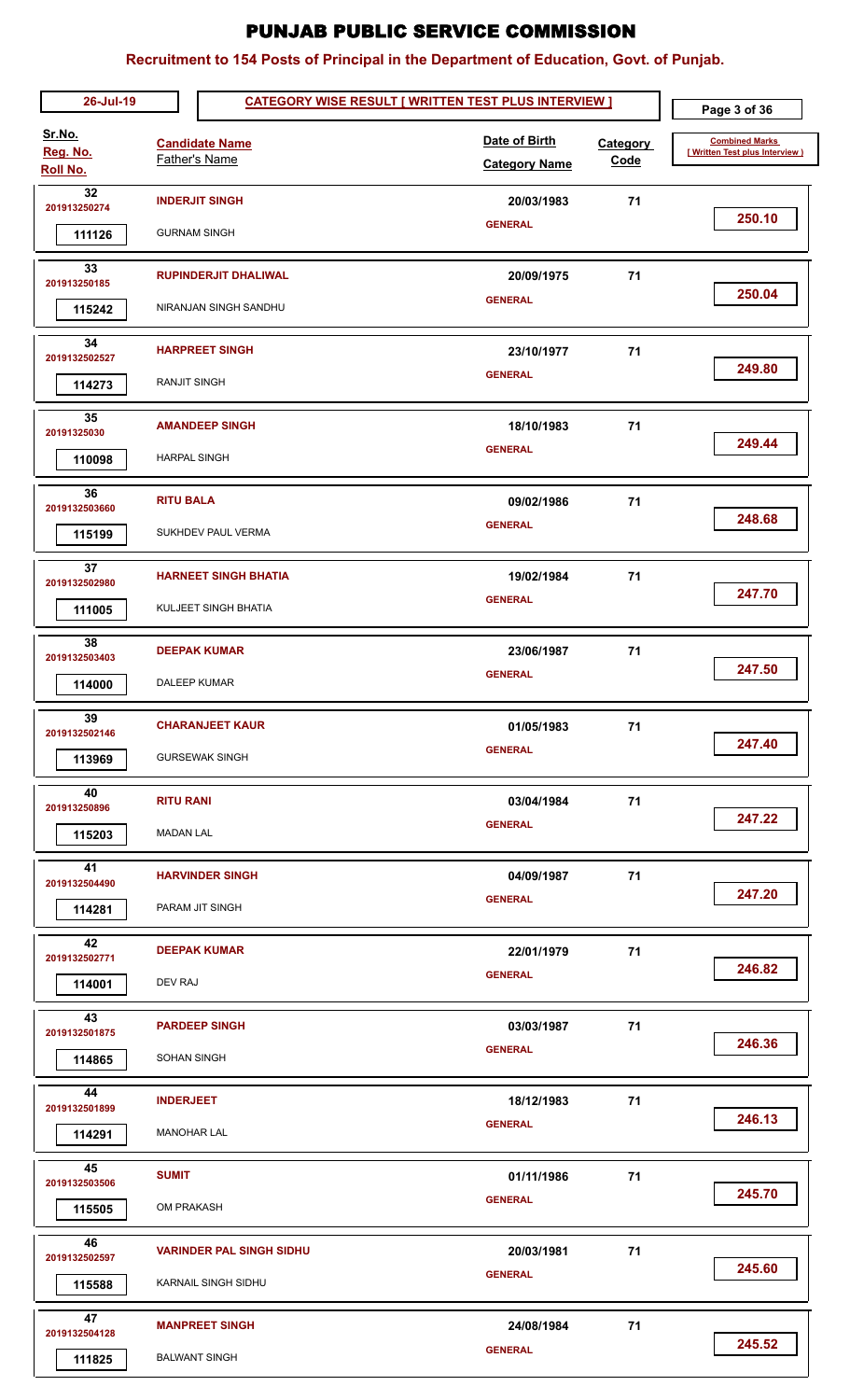# PUNJAB PUBLIC SERVICE COMMISSION

## Recruitment to 154 Posts of Principal in the Department of Education, Govt. of Punjab.

26-Jul-19 | **CATEGORY WISE RESULT [ WRITTEN TEST PLUS INTERVIEW ]**

| Sr.No. / Reg. No. / Roll No. | Candidate Name / Father's Name | Date of Birth / Category Name | Category Code | Combined Marks [ Written Test plus Interview ] |
|---|---|---|---|---|
| 32 / 201913250274 / 111126 | **INDERJIT SINGH** / GURNAM SINGH | 20/03/1983 / GENERAL | 71 | 250.10 |
| 33 / 201913250185 / 115242 | **RUPINDERJIT DHALIWAL** / NIRANJAN SINGH SANDHU | 20/09/1975 / GENERAL | 71 | 250.04 |
| 34 / 2019132502527 / 114273 | **HARPREET SINGH** / RANJIT SINGH | 23/10/1977 / GENERAL | 71 | 249.80 |
| 35 / 20191325030 / 110098 | **AMANDEEP SINGH** / HARPAL SINGH | 18/10/1983 / GENERAL | 71 | 249.44 |
| 36 / 2019132503660 / 115199 | **RITU BALA** / SUKHDEV PAUL VERMA | 09/02/1986 / GENERAL | 71 | 248.68 |
| 37 / 2019132502980 / 111005 | **HARNEET SINGH BHATIA** / KULJEET SINGH BHATIA | 19/02/1984 / GENERAL | 71 | 247.70 |
| 38 / 2019132503403 / 114000 | **DEEPAK KUMAR** / DALEEP KUMAR | 23/06/1987 / GENERAL | 71 | 247.50 |
| 39 / 2019132502146 / 113969 | **CHARANJEET KAUR** / GURSEWAK SINGH | 01/05/1983 / GENERAL | 71 | 247.40 |
| 40 / 201913250896 / 115203 | **RITU RANI** / MADAN LAL | 03/04/1984 / GENERAL | 71 | 247.22 |
| 41 / 2019132504490 / 114281 | **HARVINDER SINGH** / PARAM JIT SINGH | 04/09/1987 / GENERAL | 71 | 247.20 |
| 42 / 2019132502771 / 114001 | **DEEPAK KUMAR** / DEV RAJ | 22/01/1979 / GENERAL | 71 | 246.82 |
| 43 / 2019132501875 / 114865 | **PARDEEP SINGH** / SOHAN SINGH | 03/03/1987 / GENERAL | 71 | 246.36 |
| 44 / 2019132501899 / 114291 | **INDERJEET** / MANOHAR LAL | 18/12/1983 / GENERAL | 71 | 246.13 |
| 45 / 2019132503506 / 115505 | **SUMIT** / OM PRAKASH | 01/11/1986 / GENERAL | 71 | 245.70 |
| 46 / 2019132502597 / 115588 | **VARINDER PAL SINGH SIDHU** / KARNAIL SINGH SIDHU | 20/03/1981 / GENERAL | 71 | 245.60 |
| 47 / 2019132504128 / 111825 | **MANPREET SINGH** / BALWANT SINGH | 24/08/1984 / GENERAL | 71 | 245.52 |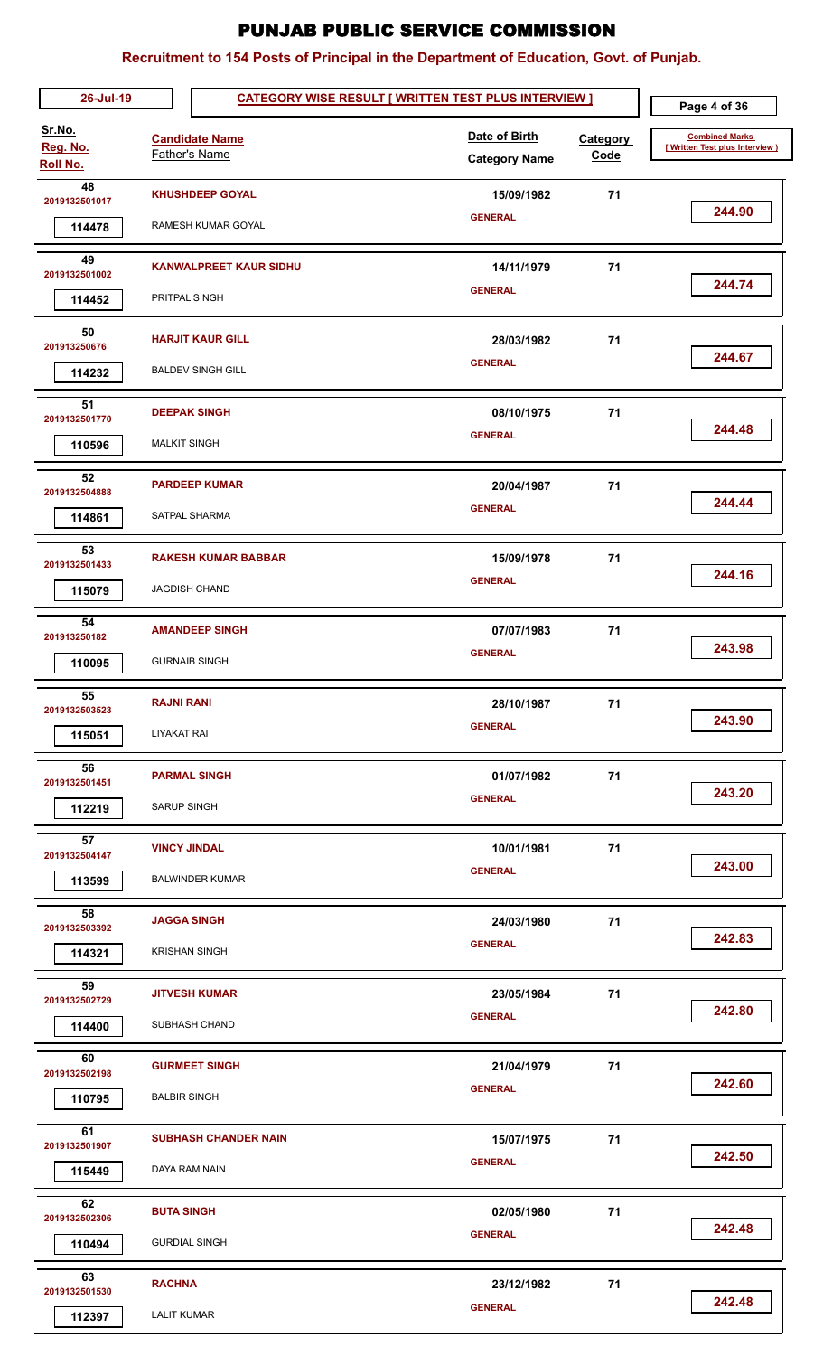# PUNJAB PUBLIC SERVICE COMMISSION

## Recruitment to 154 Posts of Principal in the Department of Education, Govt. of Punjab.

**26-Jul-19** — **CATEGORY WISE RESULT [ WRITTEN TEST PLUS INTERVIEW ]**

| Sr.No. / Reg. No. / Roll No. | Candidate Name / Father's Name | Date of Birth / Category Name | Category Code | Combined Marks [ Written Test plus Interview ] |
|---|---|---|---|---|
| 48 / 2019132501017 / 114478 | **KHUSHDEEP GOYAL** / RAMESH KUMAR GOYAL | 15/09/1982 / GENERAL | 71 | 244.90 |
| 49 / 2019132501002 / 114452 | **KANWALPREET KAUR SIDHU** / PRITPAL SINGH | 14/11/1979 / GENERAL | 71 | 244.74 |
| 50 / 201913250676 / 114232 | **HARJIT KAUR GILL** / BALDEV SINGH GILL | 28/03/1982 / GENERAL | 71 | 244.67 |
| 51 / 2019132501770 / 110596 | **DEEPAK SINGH** / MALKIT SINGH | 08/10/1975 / GENERAL | 71 | 244.48 |
| 52 / 2019132504888 / 114861 | **PARDEEP KUMAR** / SATPAL SHARMA | 20/04/1987 / GENERAL | 71 | 244.44 |
| 53 / 2019132501433 / 115079 | **RAKESH KUMAR BABBAR** / JAGDISH CHAND | 15/09/1978 / GENERAL | 71 | 244.16 |
| 54 / 201913250182 / 110095 | **AMANDEEP SINGH** / GURNAIB SINGH | 07/07/1983 / GENERAL | 71 | 243.98 |
| 55 / 2019132503523 / 115051 | **RAJNI RANI** / LIYAKAT RAI | 28/10/1987 / GENERAL | 71 | 243.90 |
| 56 / 2019132501451 / 112219 | **PARMAL SINGH** / SARUP SINGH | 01/07/1982 / GENERAL | 71 | 243.20 |
| 57 / 2019132504147 / 113599 | **VINCY JINDAL** / BALWINDER KUMAR | 10/01/1981 / GENERAL | 71 | 243.00 |
| 58 / 2019132503392 / 114321 | **JAGGA SINGH** / KRISHAN SINGH | 24/03/1980 / GENERAL | 71 | 242.83 |
| 59 / 2019132502729 / 114400 | **JITVESH KUMAR** / SUBHASH CHAND | 23/05/1984 / GENERAL | 71 | 242.80 |
| 60 / 2019132502198 / 110795 | **GURMEET SINGH** / BALBIR SINGH | 21/04/1979 / GENERAL | 71 | 242.60 |
| 61 / 2019132501907 / 115449 | **SUBHASH CHANDER NAIN** / DAYA RAM NAIN | 15/07/1975 / GENERAL | 71 | 242.50 |
| 62 / 2019132502306 / 110494 | **BUTA SINGH** / GURDIAL SINGH | 02/05/1980 / GENERAL | 71 | 242.48 |
| 63 / 2019132501530 / 112397 | **RACHNA** / LALIT KUMAR | 23/12/1982 / GENERAL | 71 | 242.48 |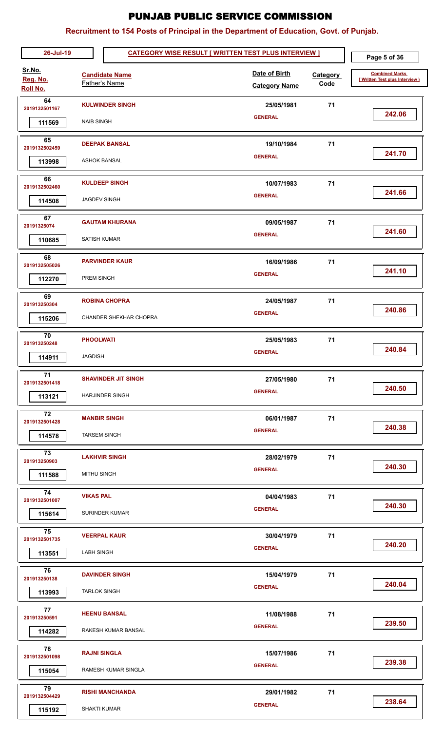# PUNJAB PUBLIC SERVICE COMMISSION

## Recruitment to 154 Posts of Principal in the Department of Education, Govt. of Punjab.

26-Jul-19

**CATEGORY WISE RESULT [ WRITTEN TEST PLUS INTERVIEW ]**

| Sr.No. / Reg. No. / Roll No. | Candidate Name / Father's Name | Date of Birth / Category Name | Category Code | Combined Marks [ Written Test plus Interview ] |
|---|---|---|---|---|
| 64 / 2019132501167 / 111569 | **KULWINDER SINGH** / NAIB SINGH | 25/05/1981 / GENERAL | 71 | 242.06 |
| 65 / 2019132502459 / 113998 | **DEEPAK BANSAL** / ASHOK BANSAL | 19/10/1984 / GENERAL | 71 | 241.70 |
| 66 / 2019132502460 / 114508 | **KULDEEP SINGH** / JAGDEV SINGH | 10/07/1983 / GENERAL | 71 | 241.66 |
| 67 / 20191325074 / 110685 | **GAUTAM KHURANA** / SATISH KUMAR | 09/05/1987 / GENERAL | 71 | 241.60 |
| 68 / 2019132505026 / 112270 | **PARVINDER KAUR** / PREM SINGH | 16/09/1986 / GENERAL | 71 | 241.10 |
| 69 / 201913250304 / 115206 | **ROBINA CHOPRA** / CHANDER SHEKHAR CHOPRA | 24/05/1987 / GENERAL | 71 | 240.86 |
| 70 / 201913250248 / 114911 | **PHOOLWATI** / JAGDISH | 25/05/1983 / GENERAL | 71 | 240.84 |
| 71 / 2019132501418 / 113121 | **SHAVINDER JIT SINGH** / HARJINDER SINGH | 27/05/1980 / GENERAL | 71 | 240.50 |
| 72 / 2019132501428 / 114578 | **MANBIR SINGH** / TARSEM SINGH | 06/01/1987 / GENERAL | 71 | 240.38 |
| 73 / 201913250903 / 111588 | **LAKHVIR SINGH** / MITHU SINGH | 28/02/1979 / GENERAL | 71 | 240.30 |
| 74 / 2019132501007 / 115614 | **VIKAS PAL** / SURINDER KUMAR | 04/04/1983 / GENERAL | 71 | 240.30 |
| 75 / 2019132501735 / 113551 | **VEERPAL KAUR** / LABH SINGH | 30/04/1979 / GENERAL | 71 | 240.20 |
| 76 / 201913250138 / 113993 | **DAVINDER SINGH** / TARLOK SINGH | 15/04/1979 / GENERAL | 71 | 240.04 |
| 77 / 201913250591 / 114282 | **HEENU BANSAL** / RAKESH KUMAR BANSAL | 11/08/1988 / GENERAL | 71 | 239.50 |
| 78 / 2019132501098 / 115054 | **RAJNI SINGLA** / RAMESH KUMAR SINGLA | 15/07/1986 / GENERAL | 71 | 239.38 |
| 79 / 2019132504429 / 115192 | **RISHI MANCHANDA** / SHAKTI KUMAR | 29/01/1982 / GENERAL | 71 | 238.64 |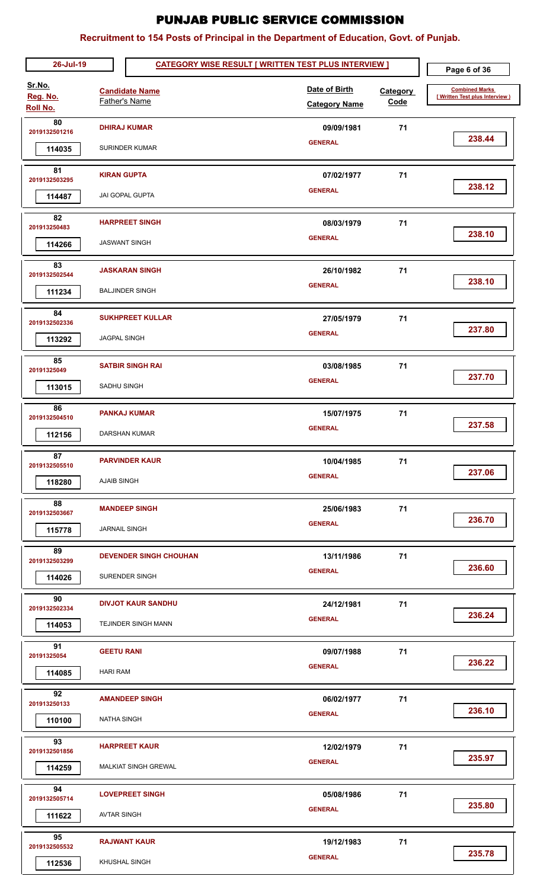# PUNJAB PUBLIC SERVICE COMMISSION

## Recruitment to 154 Posts of Principal in the Department of Education, Govt. of Punjab.

26-Jul-19 — **CATEGORY WISE RESULT [ WRITTEN TEST PLUS INTERVIEW ]**

| Sr.No. / Reg. No. / Roll No. | Candidate Name / Father's Name | Date of Birth / Category Name | Category Code | Combined Marks [ Written Test plus Interview ] |
|---|---|---|---|---|
| 80 / 2019132501216 / 114035 | **DHIRAJ KUMAR** / SURINDER KUMAR | 09/09/1981 / GENERAL | 71 | 238.44 |
| 81 / 2019132503295 / 114487 | **KIRAN GUPTA** / JAI GOPAL GUPTA | 07/02/1977 / GENERAL | 71 | 238.12 |
| 82 / 201913250483 / 114266 | **HARPREET SINGH** / JASWANT SINGH | 08/03/1979 / GENERAL | 71 | 238.10 |
| 83 / 2019132502544 / 111234 | **JASKARAN SINGH** / BALJINDER SINGH | 26/10/1982 / GENERAL | 71 | 238.10 |
| 84 / 2019132502336 / 113292 | **SUKHPREET KULLAR** / JAGPAL SINGH | 27/05/1979 / GENERAL | 71 | 237.80 |
| 85 / 20191325049 / 113015 | **SATBIR SINGH RAI** / SADHU SINGH | 03/08/1985 / GENERAL | 71 | 237.70 |
| 86 / 2019132504510 / 112156 | **PANKAJ KUMAR** / DARSHAN KUMAR | 15/07/1975 / GENERAL | 71 | 237.58 |
| 87 / 2019132505510 / 118280 | **PARVINDER KAUR** / AJAIB SINGH | 10/04/1985 / GENERAL | 71 | 237.06 |
| 88 / 2019132503667 / 115778 | **MANDEEP SINGH** / JARNAIL SINGH | 25/06/1983 / GENERAL | 71 | 236.70 |
| 89 / 2019132503299 / 114026 | **DEVENDER SINGH CHOUHAN** / SURENDER SINGH | 13/11/1986 / GENERAL | 71 | 236.60 |
| 90 / 2019132502334 / 114053 | **DIVJOT KAUR SANDHU** / TEJINDER SINGH MANN | 24/12/1981 / GENERAL | 71 | 236.24 |
| 91 / 20191325054 / 114085 | **GEETU RANI** / HARI RAM | 09/07/1988 / GENERAL | 71 | 236.22 |
| 92 / 201913250133 / 110100 | **AMANDEEP SINGH** / NATHA SINGH | 06/02/1977 / GENERAL | 71 | 236.10 |
| 93 / 2019132501856 / 114259 | **HARPREET KAUR** / MALKIAT SINGH GREWAL | 12/02/1979 / GENERAL | 71 | 235.97 |
| 94 / 2019132505714 / 111622 | **LOVEPREET SINGH** / AVTAR SINGH | 05/08/1986 / GENERAL | 71 | 235.80 |
| 95 / 2019132505532 / 112536 | **RAJWANT KAUR** / KHUSHAL SINGH | 19/12/1983 / GENERAL | 71 | 235.78 |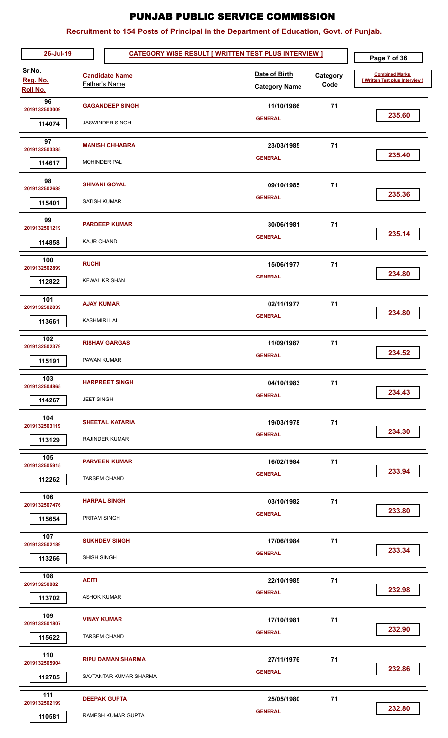# PUNJAB PUBLIC SERVICE COMMISSION

## Recruitment to 154 Posts of Principal in the Department of Education, Govt. of Punjab.

26-Jul-19 — **CATEGORY WISE RESULT [ WRITTEN TEST PLUS INTERVIEW ]**

| Sr.No. / Reg. No. / Roll No. | Candidate Name / Father's Name | Date of Birth / Category Name | Category Code | Combined Marks [ Written Test plus Interview ] |
|---|---|---|---|---|
| 96 / 2019132503009 / 114074 | **GAGANDEEP SINGH** / JASWINDER SINGH | 11/10/1986 / GENERAL | 71 | 235.60 |
| 97 / 2019132503385 / 114617 | **MANISH CHHABRA** / MOHINDER PAL | 23/03/1985 / GENERAL | 71 | 235.40 |
| 98 / 2019132502688 / 115401 | **SHIVANI GOYAL** / SATISH KUMAR | 09/10/1985 / GENERAL | 71 | 235.36 |
| 99 / 2019132501219 / 114858 | **PARDEEP KUMAR** / KAUR CHAND | 30/06/1981 / GENERAL | 71 | 235.14 |
| 100 / 2019132502899 / 112822 | **RUCHI** / KEWAL KRISHAN | 15/06/1977 / GENERAL | 71 | 234.80 |
| 101 / 2019132502839 / 113661 | **AJAY KUMAR** / KASHMIRI LAL | 02/11/1977 / GENERAL | 71 | 234.80 |
| 102 / 2019132502379 / 115191 | **RISHAV GARGAS** / PAWAN KUMAR | 11/09/1987 / GENERAL | 71 | 234.52 |
| 103 / 2019132504865 / 114267 | **HARPREET SINGH** / JEET SINGH | 04/10/1983 / GENERAL | 71 | 234.43 |
| 104 / 2019132503119 / 113129 | **SHEETAL KATARIA** / RAJINDER KUMAR | 19/03/1978 / GENERAL | 71 | 234.30 |
| 105 / 2019132505915 / 112262 | **PARVEEN KUMAR** / TARSEM CHAND | 16/02/1984 / GENERAL | 71 | 233.94 |
| 106 / 2019132507476 / 115654 | **HARPAL SINGH** / PRITAM SINGH | 03/10/1982 / GENERAL | 71 | 233.80 |
| 107 / 2019132502189 / 113266 | **SUKHDEV SINGH** / SHISH SINGH | 17/06/1984 / GENERAL | 71 | 233.34 |
| 108 / 201913250882 / 113702 | **ADITI** / ASHOK KUMAR | 22/10/1985 / GENERAL | 71 | 232.98 |
| 109 / 2019132501807 / 115622 | **VINAY KUMAR** / TARSEM CHAND | 17/10/1981 / GENERAL | 71 | 232.90 |
| 110 / 2019132505904 / 112785 | **RIPU DAMAN SHARMA** / SAVTANTAR KUMAR SHARMA | 27/11/1976 / GENERAL | 71 | 232.86 |
| 111 / 2019132502199 / 110581 | **DEEPAK GUPTA** / RAMESH KUMAR GUPTA | 25/05/1980 / GENERAL | 71 | 232.80 |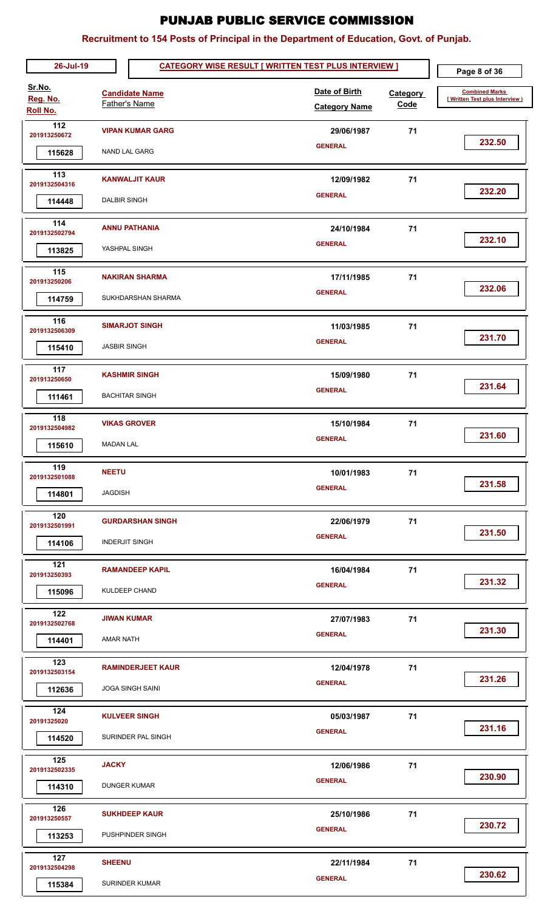# PUNJAB PUBLIC SERVICE COMMISSION

## Recruitment to 154 Posts of Principal in the Department of Education, Govt. of Punjab.

26-Jul-19

**CATEGORY WISE RESULT [ WRITTEN TEST PLUS INTERVIEW ]**

| Sr.No. / Reg. No. / Roll No. | Candidate Name / Father's Name | Date of Birth / Category Name | Category Code | Combined Marks [ Written Test plus Interview ] |
|---|---|---|---|---|
| 112 / 201913250672 / 115628 | **VIPAN KUMAR GARG** / NAND LAL GARG | 29/06/1987 / GENERAL | 71 | 232.50 |
| 113 / 2019132504316 / 114448 | **KANWALJIT KAUR** / DALBIR SINGH | 12/09/1982 / GENERAL | 71 | 232.20 |
| 114 / 2019132502794 / 113825 | **ANNU PATHANIA** / YASHPAL SINGH | 24/10/1984 / GENERAL | 71 | 232.10 |
| 115 / 201913250206 / 114759 | **NAKIRAN SHARMA** / SUKHDARSHAN SHARMA | 17/11/1985 / GENERAL | 71 | 232.06 |
| 116 / 2019132506309 / 115410 | **SIMARJOT SINGH** / JASBIR SINGH | 11/03/1985 / GENERAL | 71 | 231.70 |
| 117 / 201913250650 / 111461 | **KASHMIR SINGH** / BACHITAR SINGH | 15/09/1980 / GENERAL | 71 | 231.64 |
| 118 / 2019132504982 / 115610 | **VIKAS GROVER** / MADAN LAL | 15/10/1984 / GENERAL | 71 | 231.60 |
| 119 / 2019132501088 / 114801 | **NEETU** / JAGDISH | 10/01/1983 / GENERAL | 71 | 231.58 |
| 120 / 2019132501991 / 114106 | **GURDARSHAN SINGH** / INDERJIT SINGH | 22/06/1979 / GENERAL | 71 | 231.50 |
| 121 / 201913250393 / 115096 | **RAMANDEEP KAPIL** / KULDEEP CHAND | 16/04/1984 / GENERAL | 71 | 231.32 |
| 122 / 2019132502768 / 114401 | **JIWAN KUMAR** / AMAR NATH | 27/07/1983 / GENERAL | 71 | 231.30 |
| 123 / 2019132503154 / 112636 | **RAMINDERJEET KAUR** / JOGA SINGH SAINI | 12/04/1978 / GENERAL | 71 | 231.26 |
| 124 / 20191325020 / 114520 | **KULVEER SINGH** / SURINDER PAL SINGH | 05/03/1987 / GENERAL | 71 | 231.16 |
| 125 / 2019132502335 / 114310 | **JACKY** / DUNGER KUMAR | 12/06/1986 / GENERAL | 71 | 230.90 |
| 126 / 201913250557 / 113253 | **SUKHDEEP KAUR** / PUSHPINDER SINGH | 25/10/1986 / GENERAL | 71 | 230.72 |
| 127 / 2019132504298 / 115384 | **SHEENU** / SURINDER KUMAR | 22/11/1984 / GENERAL | 71 | 230.62 |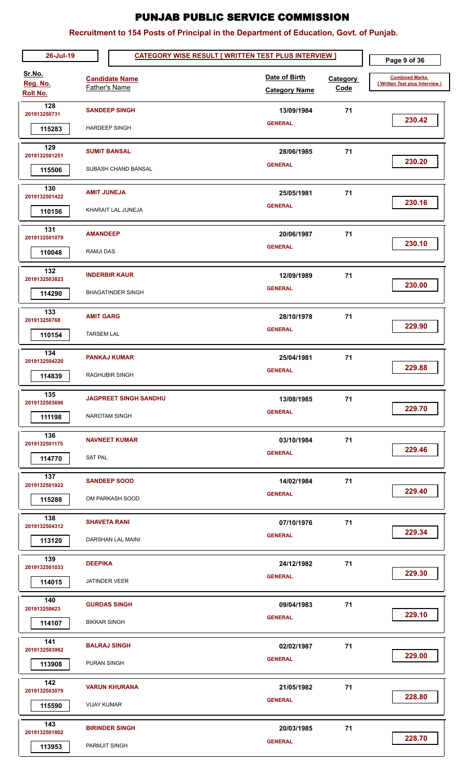# PUNJAB PUBLIC SERVICE COMMISSION

## Recruitment to 154 Posts of Principal in the Department of Education, Govt. of Punjab.

26-Jul-19

**CATEGORY WISE RESULT [ WRITTEN TEST PLUS INTERVIEW ]**

| Sr.No. / Reg. No. / Roll No. | Candidate Name / Father's Name | Date of Birth / Category Name | Category Code | Combined Marks [ Written Test plus Interview ] |
|---|---|---|---|---|
| 128 / 201913250731 / 115283 | **SANDEEP SINGH** / HARDEEP SINGH | 13/09/1984 / GENERAL | 71 | 230.42 |
| 129 / 2019132501251 / 115506 | **SUMIT BANSAL** / SUBASH CHAND BANSAL | 28/06/1985 / GENERAL | 71 | 230.20 |
| 130 / 2019132501422 / 110156 | **AMIT JUNEJA** / KHARAIT LAL JUNEJA | 25/05/1981 / GENERAL | 71 | 230.16 |
| 131 / 2019132501079 / 110048 | **AMANDEEP** / RAMJI DAS | 20/06/1987 / GENERAL | 71 | 230.10 |
| 132 / 2019132503823 / 114290 | **INDERBIR KAUR** / BHAGATINDER SINGH | 12/09/1989 / GENERAL | 71 | 230.00 |
| 133 / 201913250768 / 110154 | **AMIT GARG** / TARSEM LAL | 28/10/1978 / GENERAL | 71 | 229.90 |
| 134 / 2019132504220 / 114839 | **PANKAJ KUMAR** / RAGHUBIR SINGH | 25/04/1981 / GENERAL | 71 | 229.88 |
| 135 / 2019132503696 / 111198 | **JAGPREET SINGH SANDHU** / NAROTAM SINGH | 13/08/1985 / GENERAL | 71 | 229.70 |
| 136 / 2019132501175 / 114770 | **NAVNEET KUMAR** / SAT PAL | 03/10/1984 / GENERAL | 71 | 229.46 |
| 137 / 2019132501922 / 115288 | **SANDEEP SOOD** / OM PARKASH SOOD | 14/02/1984 / GENERAL | 71 | 229.40 |
| 138 / 2019132504312 / 113120 | **SHAVETA RANI** / DARSHAN LAL MAINI | 07/10/1976 / GENERAL | 71 | 229.34 |
| 139 / 2019132501033 / 114015 | **DEEPIKA** / JATINDER VEER | 24/12/1982 / GENERAL | 71 | 229.30 |
| 140 / 201913250623 / 114107 | **GURDAS SINGH** / BIKKAR SINGH | 09/04/1983 / GENERAL | 71 | 229.10 |
| 141 / 2019132503982 / 113908 | **BALRAJ SINGH** / PURAN SINGH | 02/02/1987 / GENERAL | 71 | 229.00 |
| 142 / 2019132503079 / 115590 | **VARUN KHURANA** / VIJAY KUMAR | 21/05/1982 / GENERAL | 71 | 228.80 |
| 143 / 2019132501802 / 113953 | **BIRINDER SINGH** / PARMJIT SINGH | 20/03/1985 / GENERAL | 71 | 228.70 |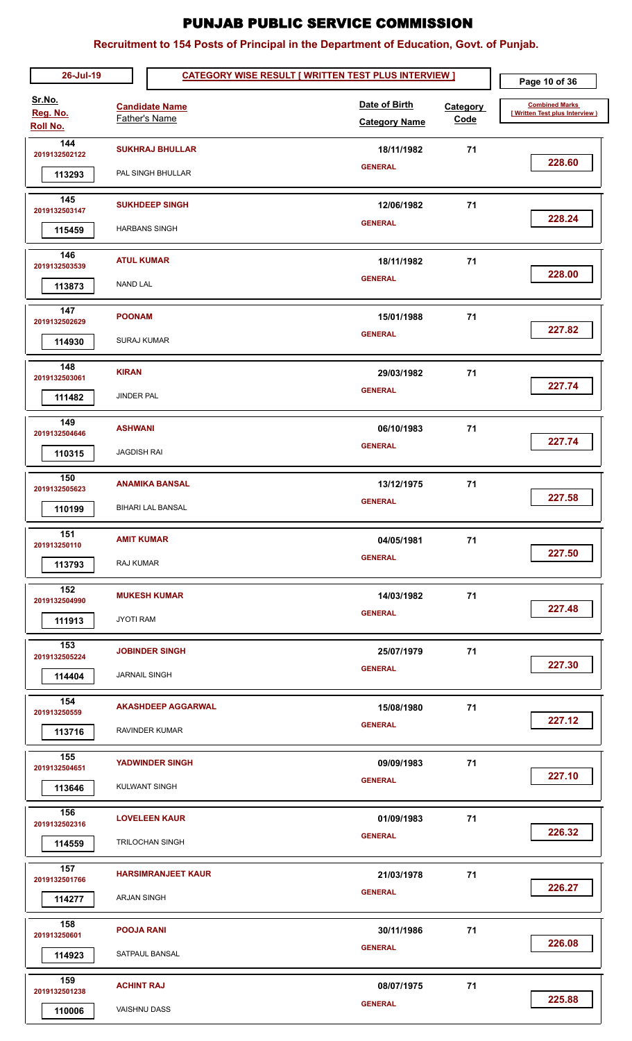# PUNJAB PUBLIC SERVICE COMMISSION

## Recruitment to 154 Posts of Principal in the Department of Education, Govt. of Punjab.

26-Jul-19

**CATEGORY WISE RESULT [ WRITTEN TEST PLUS INTERVIEW ]**

| Sr.No. / Reg. No. / Roll No. | Candidate Name / Father's Name | Date of Birth / Category Name | Category Code | Combined Marks [ Written Test plus Interview ] |
|---|---|---|---|---|
| 144 / 2019132502122 / 113293 | **SUKHRAJ BHULLAR** / PAL SINGH BHULLAR | 18/11/1982 / GENERAL | 71 | 228.60 |
| 145 / 2019132503147 / 115459 | **SUKHDEEP SINGH** / HARBANS SINGH | 12/06/1982 / GENERAL | 71 | 228.24 |
| 146 / 2019132503539 / 113873 | **ATUL KUMAR** / NAND LAL | 18/11/1982 / GENERAL | 71 | 228.00 |
| 147 / 2019132502629 / 114930 | **POONAM** / SURAJ KUMAR | 15/01/1988 / GENERAL | 71 | 227.82 |
| 148 / 2019132503061 / 111482 | **KIRAN** / JINDER PAL | 29/03/1982 / GENERAL | 71 | 227.74 |
| 149 / 2019132504646 / 110315 | **ASHWANI** / JAGDISH RAI | 06/10/1983 / GENERAL | 71 | 227.74 |
| 150 / 2019132505623 / 110199 | **ANAMIKA BANSAL** / BIHARI LAL BANSAL | 13/12/1975 / GENERAL | 71 | 227.58 |
| 151 / 201913250110 / 113793 | **AMIT KUMAR** / RAJ KUMAR | 04/05/1981 / GENERAL | 71 | 227.50 |
| 152 / 2019132504990 / 111913 | **MUKESH KUMAR** / JYOTI RAM | 14/03/1982 / GENERAL | 71 | 227.48 |
| 153 / 2019132505224 / 114404 | **JOBINDER SINGH** / JARNAIL SINGH | 25/07/1979 / GENERAL | 71 | 227.30 |
| 154 / 201913250559 / 113716 | **AKASHDEEP AGGARWAL** / RAVINDER KUMAR | 15/08/1980 / GENERAL | 71 | 227.12 |
| 155 / 2019132504651 / 113646 | **YADWINDER SINGH** / KULWANT SINGH | 09/09/1983 / GENERAL | 71 | 227.10 |
| 156 / 2019132502316 / 114559 | **LOVELEEN KAUR** / TRILOCHAN SINGH | 01/09/1983 / GENERAL | 71 | 226.32 |
| 157 / 2019132501766 / 114277 | **HARSIMRANJEET KAUR** / ARJAN SINGH | 21/03/1978 / GENERAL | 71 | 226.27 |
| 158 / 201913250601 / 114923 | **POOJA RANI** / SATPAUL BANSAL | 30/11/1986 / GENERAL | 71 | 226.08 |
| 159 / 2019132501238 / 110006 | **ACHINT RAJ** / VAISHNU DASS | 08/07/1975 / GENERAL | 71 | 225.88 |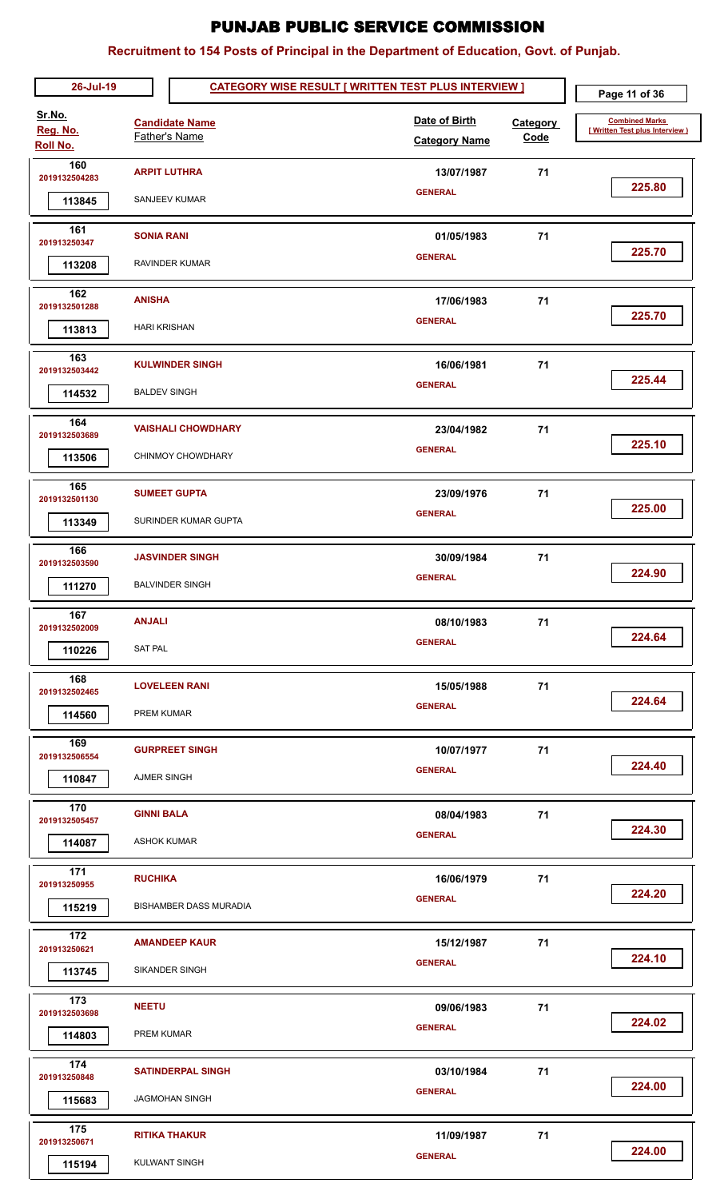# PUNJAB PUBLIC SERVICE COMMISSION

## Recruitment to 154 Posts of Principal in the Department of Education, Govt. of Punjab.

**26-Jul-19** | **CATEGORY WISE RESULT [ WRITTEN TEST PLUS INTERVIEW ]**

| Sr.No. / Reg. No. / Roll No. | Candidate Name / Father's Name | Date of Birth / Category Name | Category Code | Combined Marks [ Written Test plus Interview ] |
|---|---|---|---|---|
| 160 / 2019132504283 / 113845 | **ARPIT LUTHRA** / SANJEEV KUMAR | 13/07/1987 / GENERAL | 71 | 225.80 |
| 161 / 201913250347 / 113208 | **SONIA RANI** / RAVINDER KUMAR | 01/05/1983 / GENERAL | 71 | 225.70 |
| 162 / 2019132501288 / 113813 | **ANISHA** / HARI KRISHAN | 17/06/1983 / GENERAL | 71 | 225.70 |
| 163 / 2019132503442 / 114532 | **KULWINDER SINGH** / BALDEV SINGH | 16/06/1981 / GENERAL | 71 | 225.44 |
| 164 / 2019132503689 / 113506 | **VAISHALI CHOWDHARY** / CHINMOY CHOWDHARY | 23/04/1982 / GENERAL | 71 | 225.10 |
| 165 / 2019132501130 / 113349 | **SUMEET GUPTA** / SURINDER KUMAR GUPTA | 23/09/1976 / GENERAL | 71 | 225.00 |
| 166 / 2019132503590 / 111270 | **JASVINDER SINGH** / BALVINDER SINGH | 30/09/1984 / GENERAL | 71 | 224.90 |
| 167 / 2019132502009 / 110226 | **ANJALI** / SAT PAL | 08/10/1983 / GENERAL | 71 | 224.64 |
| 168 / 2019132502465 / 114560 | **LOVELEEN RANI** / PREM KUMAR | 15/05/1988 / GENERAL | 71 | 224.64 |
| 169 / 2019132506554 / 110847 | **GURPREET SINGH** / AJMER SINGH | 10/07/1977 / GENERAL | 71 | 224.40 |
| 170 / 2019132505457 / 114087 | **GINNI BALA** / ASHOK KUMAR | 08/04/1983 / GENERAL | 71 | 224.30 |
| 171 / 201913250955 / 115219 | **RUCHIKA** / BISHAMBER DASS MURADIA | 16/06/1979 / GENERAL | 71 | 224.20 |
| 172 / 201913250621 / 113745 | **AMANDEEP KAUR** / SIKANDER SINGH | 15/12/1987 / GENERAL | 71 | 224.10 |
| 173 / 2019132503698 / 114803 | **NEETU** / PREM KUMAR | 09/06/1983 / GENERAL | 71 | 224.02 |
| 174 / 201913250848 / 115683 | **SATINDERPAL SINGH** / JAGMOHAN SINGH | 03/10/1984 / GENERAL | 71 | 224.00 |
| 175 / 201913250671 / 115194 | **RITIKA THAKUR** / KULWANT SINGH | 11/09/1987 / GENERAL | 71 | 224.00 |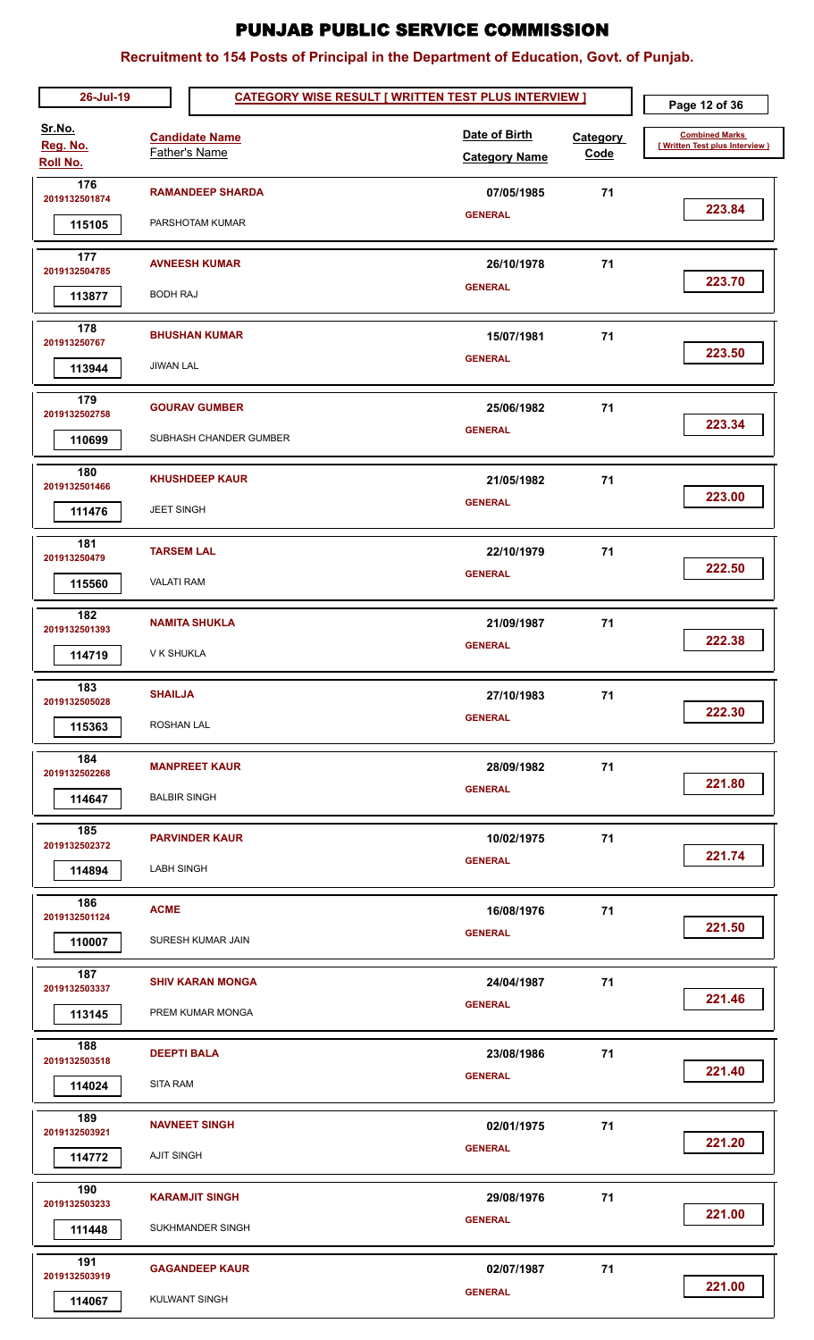# PUNJAB PUBLIC SERVICE COMMISSION

## Recruitment to 154 Posts of Principal in the Department of Education, Govt. of Punjab.

**26-Jul-19** — **CATEGORY WISE RESULT [ WRITTEN TEST PLUS INTERVIEW ]**

| Sr.No. / Reg. No. / Roll No. | Candidate Name / Father's Name | Date of Birth / Category Name | Category Code | Combined Marks [ Written Test plus Interview ] |
|---|---|---|---|---|
| 176 / 2019132501874 / 115105 | RAMANDEEP SHARDA / PARSHOTAM KUMAR | 07/05/1985 / GENERAL | 71 | 223.84 |
| 177 / 2019132504785 / 113877 | AVNEESH KUMAR / BODH RAJ | 26/10/1978 / GENERAL | 71 | 223.70 |
| 178 / 201913250767 / 113944 | BHUSHAN KUMAR / JIWAN LAL | 15/07/1981 / GENERAL | 71 | 223.50 |
| 179 / 2019132502758 / 110699 | GOURAV GUMBER / SUBHASH CHANDER GUMBER | 25/06/1982 / GENERAL | 71 | 223.34 |
| 180 / 2019132501466 / 111476 | KHUSHDEEP KAUR / JEET SINGH | 21/05/1982 / GENERAL | 71 | 223.00 |
| 181 / 201913250479 / 115560 | TARSEM LAL / VALATI RAM | 22/10/1979 / GENERAL | 71 | 222.50 |
| 182 / 2019132501393 / 114719 | NAMITA SHUKLA / V K SHUKLA | 21/09/1987 / GENERAL | 71 | 222.38 |
| 183 / 2019132505028 / 115363 | SHAILJA / ROSHAN LAL | 27/10/1983 / GENERAL | 71 | 222.30 |
| 184 / 2019132502268 / 114647 | MANPREET KAUR / BALBIR SINGH | 28/09/1982 / GENERAL | 71 | 221.80 |
| 185 / 2019132502372 / 114894 | PARVINDER KAUR / LABH SINGH | 10/02/1975 / GENERAL | 71 | 221.74 |
| 186 / 2019132501124 / 110007 | ACME / SURESH KUMAR JAIN | 16/08/1976 / GENERAL | 71 | 221.50 |
| 187 / 2019132503337 / 113145 | SHIV KARAN MONGA / PREM KUMAR MONGA | 24/04/1987 / GENERAL | 71 | 221.46 |
| 188 / 2019132503518 / 114024 | DEEPTI BALA / SITA RAM | 23/08/1986 / GENERAL | 71 | 221.40 |
| 189 / 2019132503921 / 114772 | NAVNEET SINGH / AJIT SINGH | 02/01/1975 / GENERAL | 71 | 221.20 |
| 190 / 2019132503233 / 111448 | KARAMJIT SINGH / SUKHMANDER SINGH | 29/08/1976 / GENERAL | 71 | 221.00 |
| 191 / 2019132503919 / 114067 | GAGANDEEP KAUR / KULWANT SINGH | 02/07/1987 / GENERAL | 71 | 221.00 |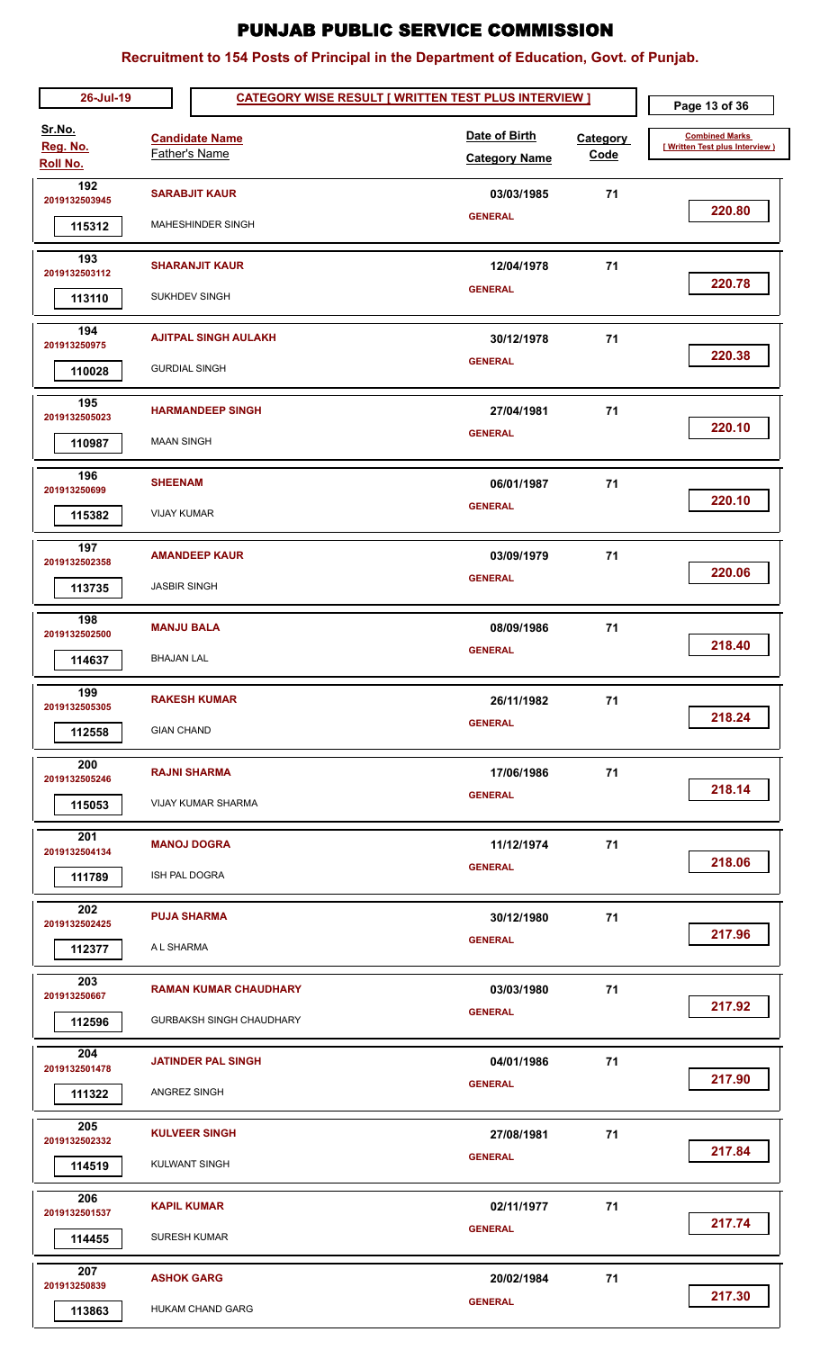# PUNJAB PUBLIC SERVICE COMMISSION

## Recruitment to 154 Posts of Principal in the Department of Education, Govt. of Punjab.

26-Jul-19

**CATEGORY WISE RESULT [ WRITTEN TEST PLUS INTERVIEW ]**

| Sr.No. / Reg. No. / Roll No. | Candidate Name / Father's Name | Date of Birth / Category Name | Category Code | Combined Marks [ Written Test plus Interview ] |
|---|---|---|---|---|
| 192 / 2019132503945 / 115312 | **SARABJIT KAUR** / MAHESHINDER SINGH | 03/03/1985 / GENERAL | 71 | 220.80 |
| 193 / 2019132503112 / 113110 | **SHARANJIT KAUR** / SUKHDEV SINGH | 12/04/1978 / GENERAL | 71 | 220.78 |
| 194 / 201913250975 / 110028 | **AJITPAL SINGH AULAKH** / GURDIAL SINGH | 30/12/1978 / GENERAL | 71 | 220.38 |
| 195 / 2019132505023 / 110987 | **HARMANDEEP SINGH** / MAAN SINGH | 27/04/1981 / GENERAL | 71 | 220.10 |
| 196 / 201913250699 / 115382 | **SHEENAM** / VIJAY KUMAR | 06/01/1987 / GENERAL | 71 | 220.10 |
| 197 / 2019132502358 / 113735 | **AMANDEEP KAUR** / JASBIR SINGH | 03/09/1979 / GENERAL | 71 | 220.06 |
| 198 / 2019132502500 / 114637 | **MANJU BALA** / BHAJAN LAL | 08/09/1986 / GENERAL | 71 | 218.40 |
| 199 / 2019132505305 / 112558 | **RAKESH KUMAR** / GIAN CHAND | 26/11/1982 / GENERAL | 71 | 218.24 |
| 200 / 2019132505246 / 115053 | **RAJNI SHARMA** / VIJAY KUMAR SHARMA | 17/06/1986 / GENERAL | 71 | 218.14 |
| 201 / 2019132504134 / 111789 | **MANOJ DOGRA** / ISH PAL DOGRA | 11/12/1974 / GENERAL | 71 | 218.06 |
| 202 / 2019132502425 / 112377 | **PUJA SHARMA** / A L SHARMA | 30/12/1980 / GENERAL | 71 | 217.96 |
| 203 / 201913250667 / 112596 | **RAMAN KUMAR CHAUDHARY** / GURBAKSH SINGH CHAUDHARY | 03/03/1980 / GENERAL | 71 | 217.92 |
| 204 / 2019132501478 / 111322 | **JATINDER PAL SINGH** / ANGREZ SINGH | 04/01/1986 / GENERAL | 71 | 217.90 |
| 205 / 2019132502332 / 114519 | **KULVEER SINGH** / KULWANT SINGH | 27/08/1981 / GENERAL | 71 | 217.84 |
| 206 / 2019132501537 / 114455 | **KAPIL KUMAR** / SURESH KUMAR | 02/11/1977 / GENERAL | 71 | 217.74 |
| 207 / 201913250839 / 113863 | **ASHOK GARG** / HUKAM CHAND GARG | 20/02/1984 / GENERAL | 71 | 217.30 |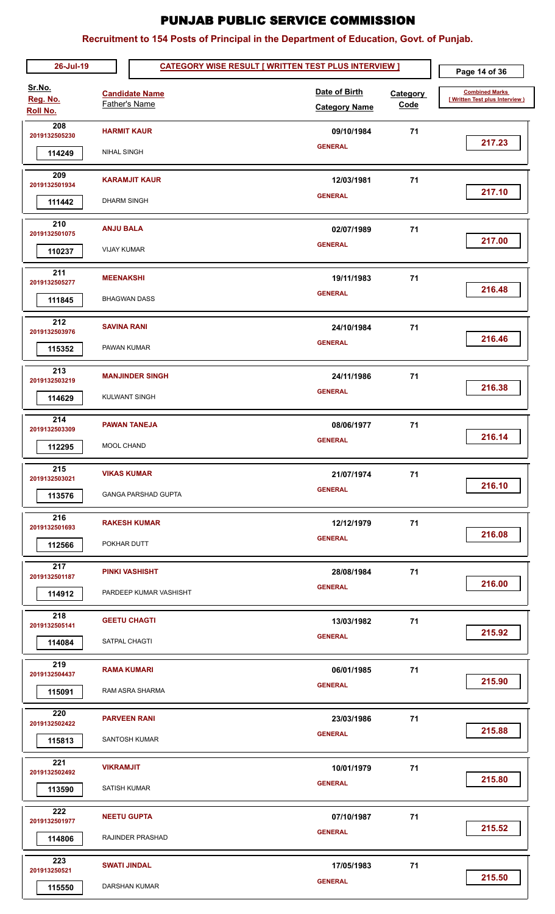# PUNJAB PUBLIC SERVICE COMMISSION

## Recruitment to 154 Posts of Principal in the Department of Education, Govt. of Punjab.

**26-Jul-19** — **CATEGORY WISE RESULT [ WRITTEN TEST PLUS INTERVIEW ]**

| Sr.No. / Reg. No. / Roll No. | Candidate Name / Father's Name | Date of Birth / Category Name | Category Code | Combined Marks [ Written Test plus Interview ] |
|---|---|---|---|---|
| 208 / 2019132505230 / 114249 | HARMIT KAUR / NIHAL SINGH | 09/10/1984 / GENERAL | 71 | 217.23 |
| 209 / 2019132501934 / 111442 | KARAMJIT KAUR / DHARM SINGH | 12/03/1981 / GENERAL | 71 | 217.10 |
| 210 / 2019132501075 / 110237 | ANJU BALA / VIJAY KUMAR | 02/07/1989 / GENERAL | 71 | 217.00 |
| 211 / 2019132505277 / 111845 | MEENAKSHI / BHAGWAN DASS | 19/11/1983 / GENERAL | 71 | 216.48 |
| 212 / 2019132503976 / 115352 | SAVINA RANI / PAWAN KUMAR | 24/10/1984 / GENERAL | 71 | 216.46 |
| 213 / 2019132503219 / 114629 | MANJINDER SINGH / KULWANT SINGH | 24/11/1986 / GENERAL | 71 | 216.38 |
| 214 / 2019132503309 / 112295 | PAWAN TANEJA / MOOL CHAND | 08/06/1977 / GENERAL | 71 | 216.14 |
| 215 / 2019132503021 / 113576 | VIKAS KUMAR / GANGA PARSHAD GUPTA | 21/07/1974 / GENERAL | 71 | 216.10 |
| 216 / 2019132501693 / 112566 | RAKESH KUMAR / POKHAR DUTT | 12/12/1979 / GENERAL | 71 | 216.08 |
| 217 / 2019132501187 / 114912 | PINKI VASHISHT / PARDEEP KUMAR VASHISHT | 28/08/1984 / GENERAL | 71 | 216.00 |
| 218 / 2019132505141 / 114084 | GEETU CHAGTI / SATPAL CHAGTI | 13/03/1982 / GENERAL | 71 | 215.92 |
| 219 / 2019132504437 / 115091 | RAMA KUMARI / RAM ASRA SHARMA | 06/01/1985 / GENERAL | 71 | 215.90 |
| 220 / 2019132502422 / 115813 | PARVEEN RANI / SANTOSH KUMAR | 23/03/1986 / GENERAL | 71 | 215.88 |
| 221 / 2019132502492 / 113590 | VIKRAMJIT / SATISH KUMAR | 10/01/1979 / GENERAL | 71 | 215.80 |
| 222 / 2019132501977 / 114806 | NEETU GUPTA / RAJINDER PRASHAD | 07/10/1987 / GENERAL | 71 | 215.52 |
| 223 / 201913250521 / 115550 | SWATI JINDAL / DARSHAN KUMAR | 17/05/1983 / GENERAL | 71 | 215.50 |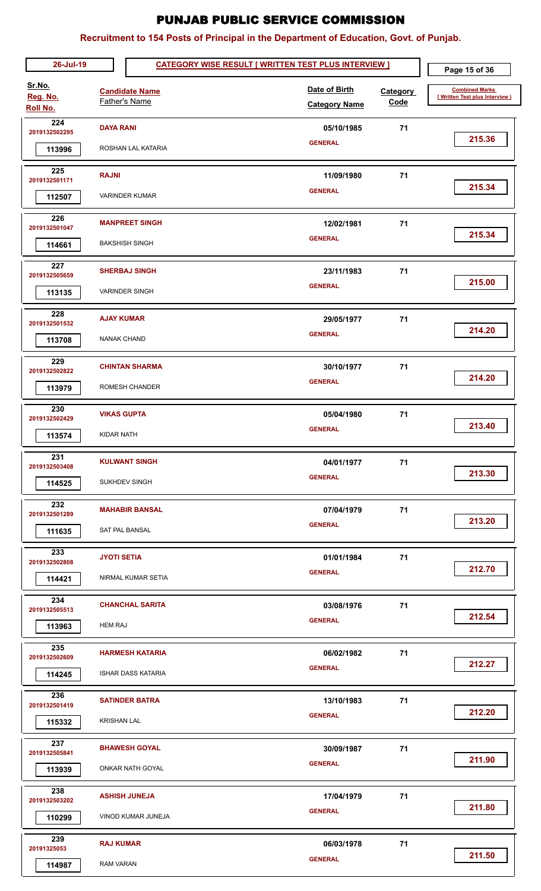# PUNJAB PUBLIC SERVICE COMMISSION

## Recruitment to 154 Posts of Principal in the Department of Education, Govt. of Punjab.

26-Jul-19 — CATEGORY WISE RESULT [ WRITTEN TEST PLUS INTERVIEW ]

| Sr.No. / Reg. No. / Roll No. | Candidate Name / Father's Name | Date of Birth / Category Name | Category Code | Combined Marks [ Written Test plus Interview ] |
|---|---|---|---|---|
| 224 / 2019132502295 / 113996 | **DAYA RANI** / ROSHAN LAL KATARIA | 05/10/1985 / GENERAL | 71 | 215.36 |
| 225 / 2019132501171 / 112507 | **RAJNI** / VARINDER KUMAR | 11/09/1980 / GENERAL | 71 | 215.34 |
| 226 / 2019132501047 / 114661 | **MANPREET SINGH** / BAKSHISH SINGH | 12/02/1981 / GENERAL | 71 | 215.34 |
| 227 / 2019132505659 / 113135 | **SHERBAJ SINGH** / VARINDER SINGH | 23/11/1983 / GENERAL | 71 | 215.00 |
| 228 / 2019132501532 / 113708 | **AJAY KUMAR** / NANAK CHAND | 29/05/1977 / GENERAL | 71 | 214.20 |
| 229 / 2019132502822 / 113979 | **CHINTAN SHARMA** / ROMESH CHANDER | 30/10/1977 / GENERAL | 71 | 214.20 |
| 230 / 2019132502429 / 113574 | **VIKAS GUPTA** / KIDAR NATH | 05/04/1980 / GENERAL | 71 | 213.40 |
| 231 / 2019132503408 / 114525 | **KULWANT SINGH** / SUKHDEV SINGH | 04/01/1977 / GENERAL | 71 | 213.30 |
| 232 / 2019132501289 / 111635 | **MAHABIR BANSAL** / SAT PAL BANSAL | 07/04/1979 / GENERAL | 71 | 213.20 |
| 233 / 2019132502808 / 114421 | **JYOTI SETIA** / NIRMAL KUMAR SETIA | 01/01/1984 / GENERAL | 71 | 212.70 |
| 234 / 2019132505513 / 113963 | **CHANCHAL SARITA** / HEM RAJ | 03/08/1976 / GENERAL | 71 | 212.54 |
| 235 / 2019132502609 / 114245 | **HARMESH KATARIA** / ISHAR DASS KATARIA | 06/02/1982 / GENERAL | 71 | 212.27 |
| 236 / 2019132501419 / 115332 | **SATINDER BATRA** / KRISHAN LAL | 13/10/1983 / GENERAL | 71 | 212.20 |
| 237 / 2019132505841 / 113939 | **BHAWESH GOYAL** / ONKAR NATH GOYAL | 30/09/1987 / GENERAL | 71 | 211.90 |
| 238 / 2019132503202 / 110299 | **ASHISH JUNEJA** / VINOD KUMAR JUNEJA | 17/04/1979 / GENERAL | 71 | 211.80 |
| 239 / 20191325053 / 114987 | **RAJ KUMAR** / RAM VARAN | 06/03/1978 / GENERAL | 71 | 211.50 |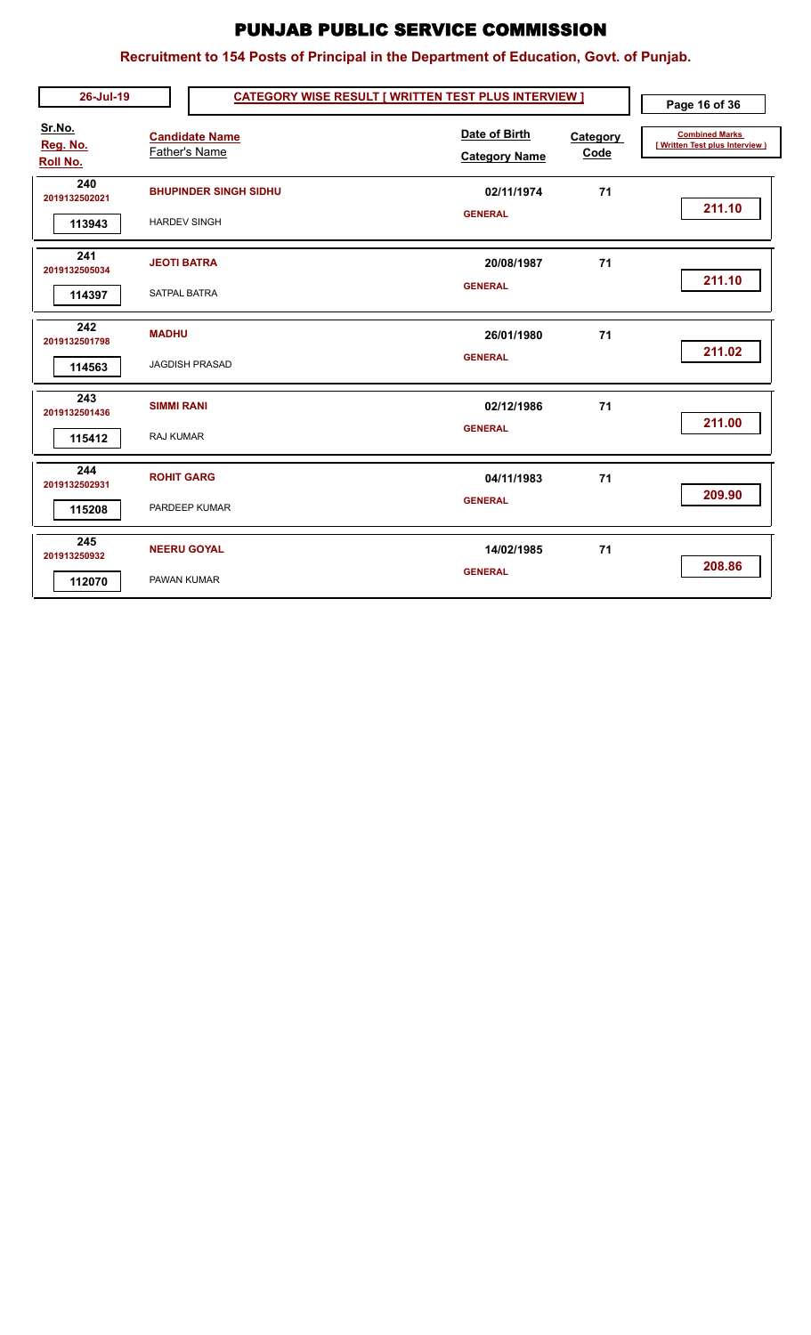# PUNJAB PUBLIC SERVICE COMMISSION

## Recruitment to 154 Posts of Principal in the Department of Education, Govt. of Punjab.

26-Jul-19 — **CATEGORY WISE RESULT [ WRITTEN TEST PLUS INTERVIEW ]**

| Sr.No. / Reg. No. / Roll No. | Candidate Name / Father's Name | Date of Birth / Category Name | Category Code | Combined Marks [ Written Test plus Interview ] |
|---|---|---|---|---|
| 240 / 2019132502021 / 113943 | **BHUPINDER SINGH SIDHU** / HARDEV SINGH | 02/11/1974 / GENERAL | 71 | 211.10 |
| 241 / 2019132505034 / 114397 | **JEOTI BATRA** / SATPAL BATRA | 20/08/1987 / GENERAL | 71 | 211.10 |
| 242 / 2019132501798 / 114563 | **MADHU** / JAGDISH PRASAD | 26/01/1980 / GENERAL | 71 | 211.02 |
| 243 / 2019132501436 / 115412 | **SIMMI RANI** / RAJ KUMAR | 02/12/1986 / GENERAL | 71 | 211.00 |
| 244 / 2019132502931 / 115208 | **ROHIT GARG** / PARDEEP KUMAR | 04/11/1983 / GENERAL | 71 | 209.90 |
| 245 / 201913250932 / 112070 | **NEERU GOYAL** / PAWAN KUMAR | 14/02/1985 / GENERAL | 71 | 208.86 |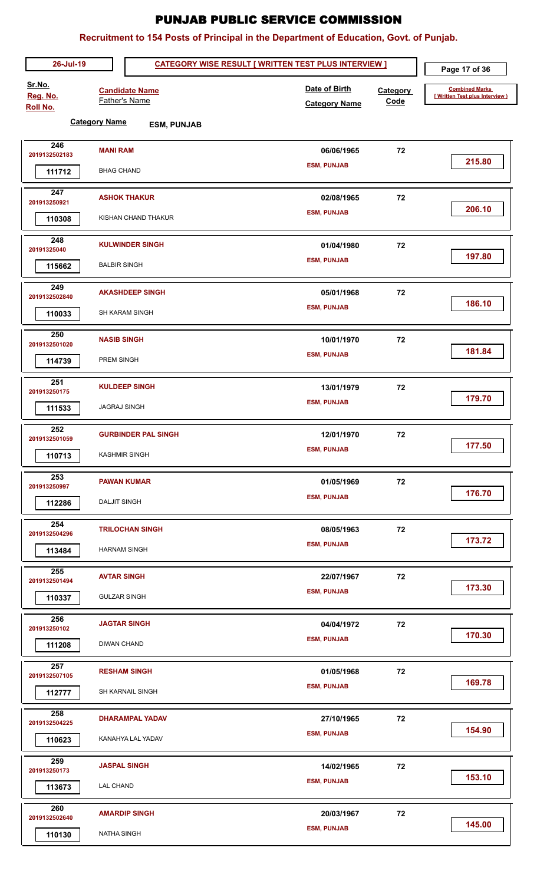# PUNJAB PUBLIC SERVICE COMMISSION

## Recruitment to 154 Posts of Principal in the Department of Education, Govt. of Punjab.

26-Jul-19

**CATEGORY WISE RESULT [ WRITTEN TEST PLUS INTERVIEW ]**

**Category Name** ESM, PUNJAB

| Sr.No. / Reg. No. / Roll No. | Candidate Name / Father's Name | Date of Birth / Category Name | Category Code | Combined Marks [ Written Test plus Interview ] |
|---|---|---|---|---|
| 246 / 2019132502183 / 111712 | **MANI RAM** / BHAG CHAND | 06/06/1965 / ESM, PUNJAB | 72 | 215.80 |
| 247 / 201913250921 / 110308 | **ASHOK THAKUR** / KISHAN CHAND THAKUR | 02/08/1965 / ESM, PUNJAB | 72 | 206.10 |
| 248 / 20191325040 / 115662 | **KULWINDER SINGH** / BALBIR SINGH | 01/04/1980 / ESM, PUNJAB | 72 | 197.80 |
| 249 / 2019132502840 / 110033 | **AKASHDEEP SINGH** / SH KARAM SINGH | 05/01/1968 / ESM, PUNJAB | 72 | 186.10 |
| 250 / 2019132501020 / 114739 | **NASIB SINGH** / PREM SINGH | 10/01/1970 / ESM, PUNJAB | 72 | 181.84 |
| 251 / 201913250175 / 111533 | **KULDEEP SINGH** / JAGRAJ SINGH | 13/01/1979 / ESM, PUNJAB | 72 | 179.70 |
| 252 / 2019132501059 / 110713 | **GURBINDER PAL SINGH** / KASHMIR SINGH | 12/01/1970 / ESM, PUNJAB | 72 | 177.50 |
| 253 / 201913250997 / 112286 | **PAWAN KUMAR** / DALJIT SINGH | 01/05/1969 / ESM, PUNJAB | 72 | 176.70 |
| 254 / 2019132504296 / 113484 | **TRILOCHAN SINGH** / HARNAM SINGH | 08/05/1963 / ESM, PUNJAB | 72 | 173.72 |
| 255 / 2019132501494 / 110337 | **AVTAR SINGH** / GULZAR SINGH | 22/07/1967 / ESM, PUNJAB | 72 | 173.30 |
| 256 / 201913250102 / 111208 | **JAGTAR SINGH** / DIWAN CHAND | 04/04/1972 / ESM, PUNJAB | 72 | 170.30 |
| 257 / 2019132507105 / 112777 | **RESHAM SINGH** / SH KARNAIL SINGH | 01/05/1968 / ESM, PUNJAB | 72 | 169.78 |
| 258 / 2019132504225 / 110623 | **DHARAMPAL YADAV** / KANAHYA LAL YADAV | 27/10/1965 / ESM, PUNJAB | 72 | 154.90 |
| 259 / 201913250173 / 113673 | **JASPAL SINGH** / LAL CHAND | 14/02/1965 / ESM, PUNJAB | 72 | 153.10 |
| 260 / 2019132502640 / 110130 | **AMARDIP SINGH** / NATHA SINGH | 20/03/1967 / ESM, PUNJAB | 72 | 145.00 |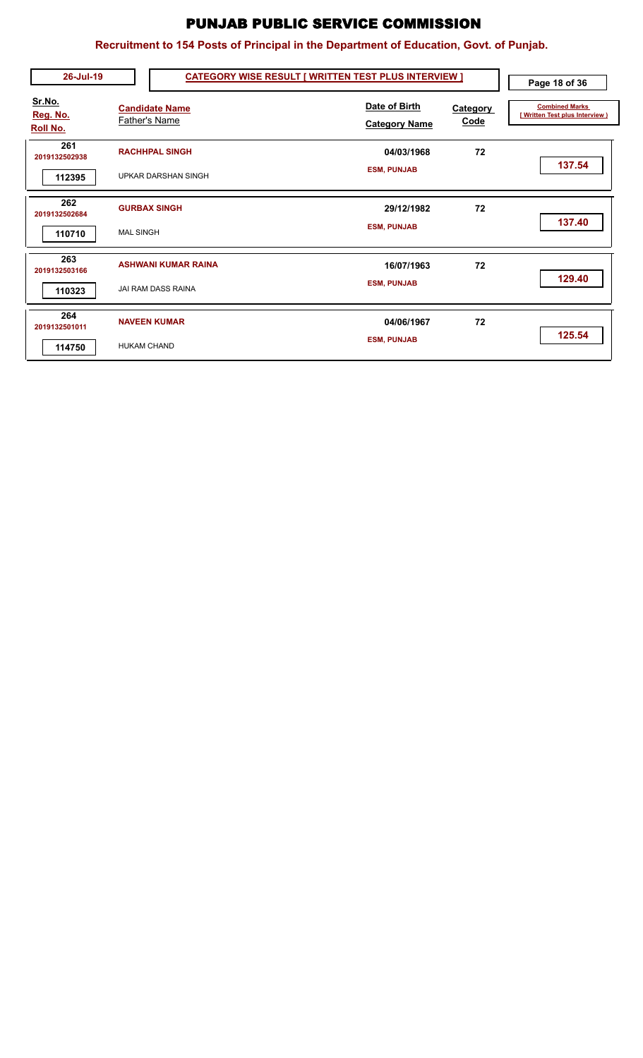# PUNJAB PUBLIC SERVICE COMMISSION

## Recruitment to 154 Posts of Principal in the Department of Education, Govt. of Punjab.

26-Jul-19 | **CATEGORY WISE RESULT [ WRITTEN TEST PLUS INTERVIEW ]**

| Sr.No. / Reg. No. / Roll No. | Candidate Name / Father's Name | Date of Birth / Category Name | Category Code | Combined Marks [ Written Test plus Interview ] |
|---|---|---|---|---|
| 261 / 2019132502938 / 112395 | **RACHHPAL SINGH** / UPKAR DARSHAN SINGH | 04/03/1968 / ESM, PUNJAB | 72 | 137.54 |
| 262 / 2019132502684 / 110710 | **GURBAX SINGH** / MAL SINGH | 29/12/1982 / ESM, PUNJAB | 72 | 137.40 |
| 263 / 2019132503166 / 110323 | **ASHWANI KUMAR RAINA** / JAI RAM DASS RAINA | 16/07/1963 / ESM, PUNJAB | 72 | 129.40 |
| 264 / 2019132501011 / 114750 | **NAVEEN KUMAR** / HUKAM CHAND | 04/06/1967 / ESM, PUNJAB | 72 | 125.54 |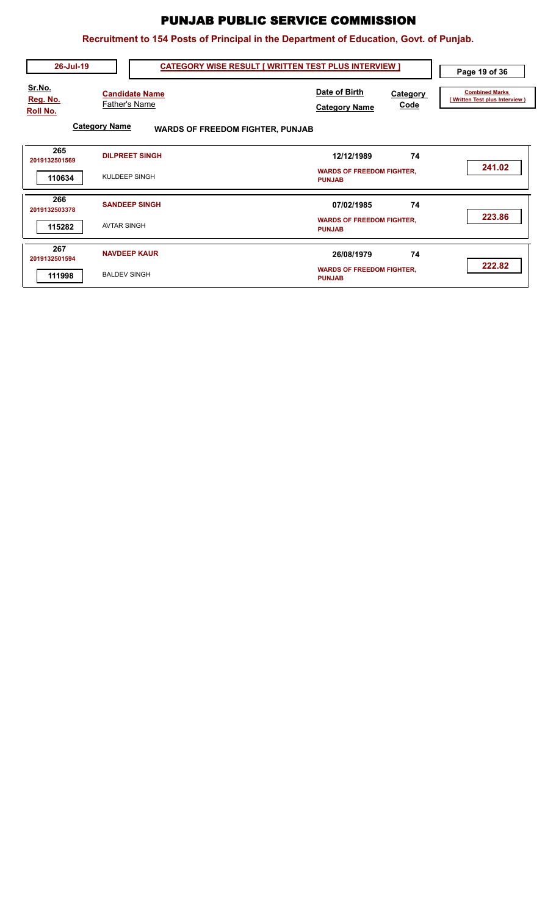# PUNJAB PUBLIC SERVICE COMMISSION

## Recruitment to 154 Posts of Principal in the Department of Education, Govt. of Punjab.

26-Jul-19 — **CATEGORY WISE RESULT [ WRITTEN TEST PLUS INTERVIEW ]**

**Category Name** WARDS OF FREEDOM FIGHTER, PUNJAB

| Sr.No. / Reg. No. / Roll No. | Candidate Name / Father's Name | Date of Birth / Category Name | Category Code | Combined Marks [ Written Test plus Interview ] |
|---|---|---|---|---|
| 265 / 2019132501569 / 110634 | DILPREET SINGH / KULDEEP SINGH | 12/12/1989 / WARDS OF FREEDOM FIGHTER, PUNJAB | 74 | 241.02 |
| 266 / 2019132503378 / 115282 | SANDEEP SINGH / AVTAR SINGH | 07/02/1985 / WARDS OF FREEDOM FIGHTER, PUNJAB | 74 | 223.86 |
| 267 / 2019132501594 / 111998 | NAVDEEP KAUR / BALDEV SINGH | 26/08/1979 / WARDS OF FREEDOM FIGHTER, PUNJAB | 74 | 222.82 |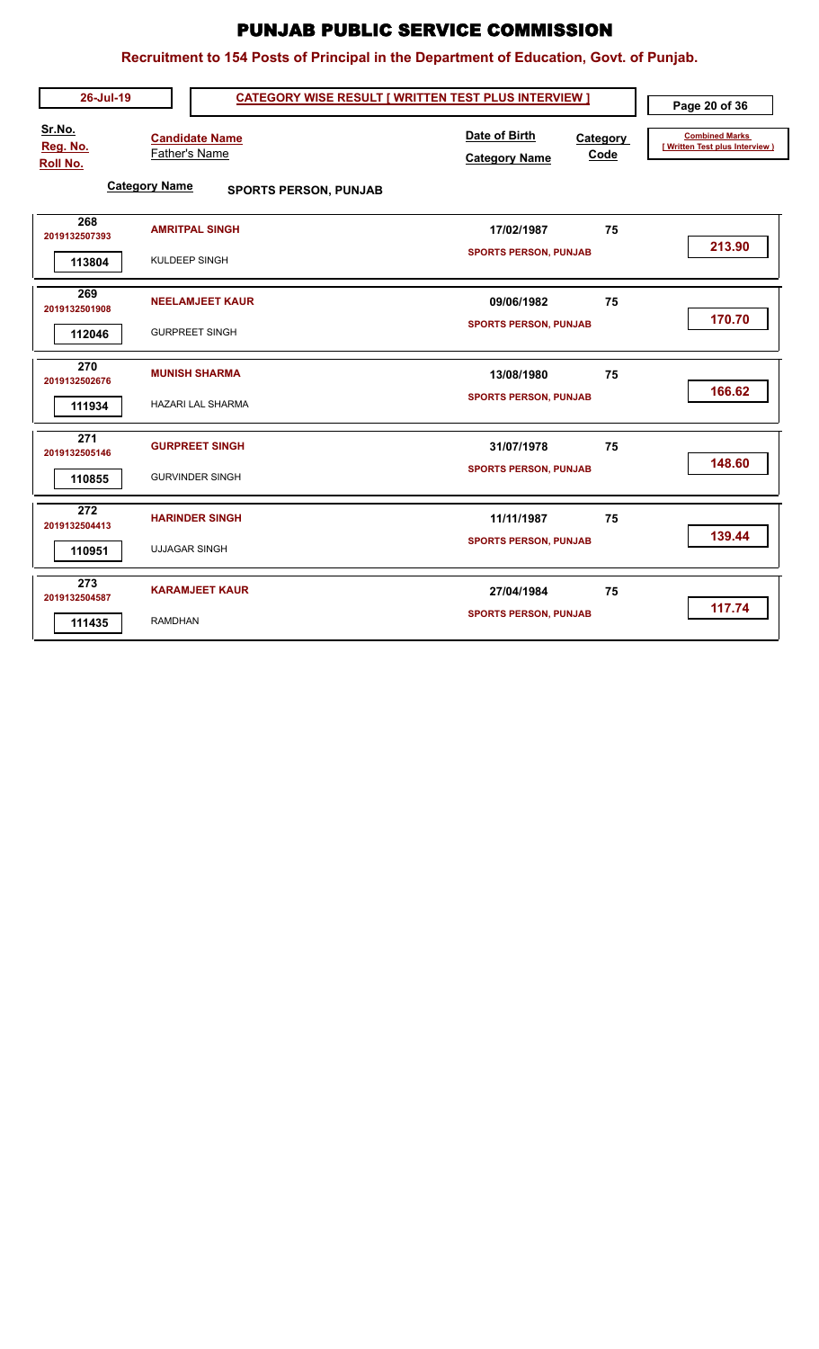# PUNJAB PUBLIC SERVICE COMMISSION

## Recruitment to 154 Posts of Principal in the Department of Education, Govt. of Punjab.

**26-Jul-19** | **CATEGORY WISE RESULT [ WRITTEN TEST PLUS INTERVIEW ]**

**Category Name** SPORTS PERSON, PUNJAB

| Sr.No. / Reg. No. / Roll No. | Candidate Name / Father's Name | Date of Birth / Category Name | Category Code | Combined Marks [ Written Test plus Interview ] |
|---|---|---|---|---|
| 268 / 2019132507393 / 113804 | AMRITPAL SINGH / KULDEEP SINGH | 17/02/1987 / SPORTS PERSON, PUNJAB | 75 | 213.90 |
| 269 / 2019132501908 / 112046 | NEELAMJEET KAUR / GURPREET SINGH | 09/06/1982 / SPORTS PERSON, PUNJAB | 75 | 170.70 |
| 270 / 2019132502676 / 111934 | MUNISH SHARMA / HAZARI LAL SHARMA | 13/08/1980 / SPORTS PERSON, PUNJAB | 75 | 166.62 |
| 271 / 2019132505146 / 110855 | GURPREET SINGH / GURVINDER SINGH | 31/07/1978 / SPORTS PERSON, PUNJAB | 75 | 148.60 |
| 272 / 2019132504413 / 110951 | HARINDER SINGH / UJJAGAR SINGH | 11/11/1987 / SPORTS PERSON, PUNJAB | 75 | 139.44 |
| 273 / 2019132504587 / 111435 | KARAMJEET KAUR / RAMDHAN | 27/04/1984 / SPORTS PERSON, PUNJAB | 75 | 117.74 |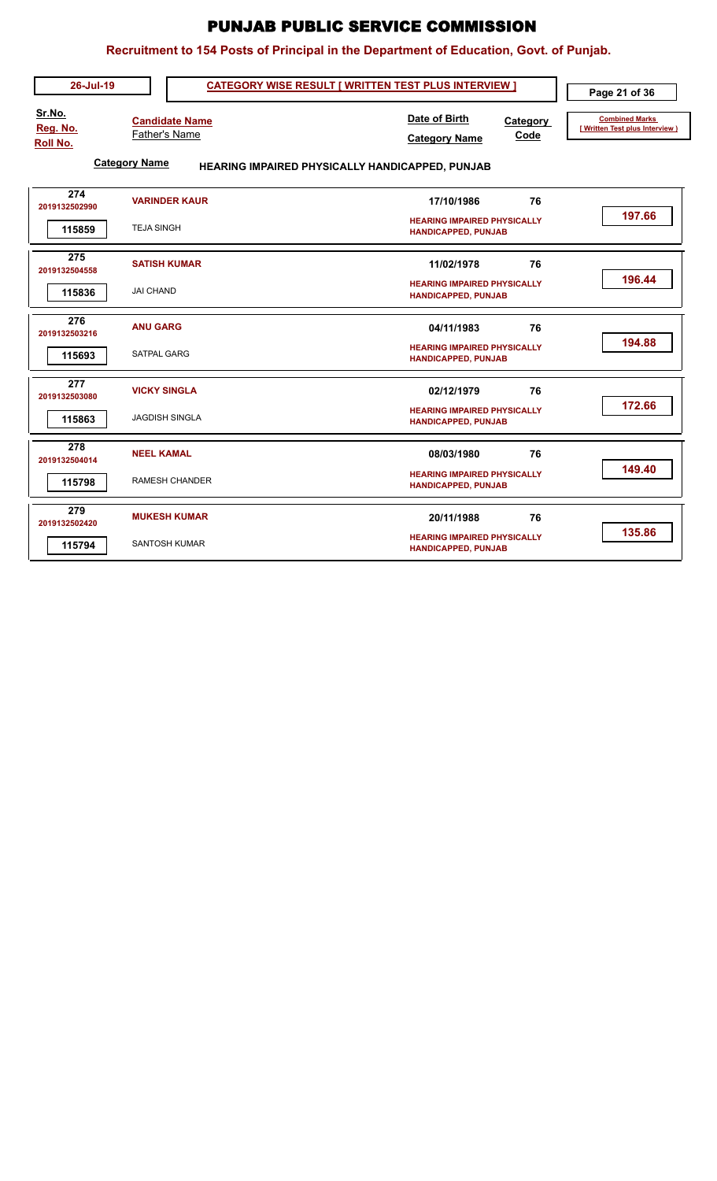# PUNJAB PUBLIC SERVICE COMMISSION

**Recruitment to 154 Posts of Principal in the Department of Education, Govt. of Punjab.**

26-Jul-19

**CATEGORY WISE RESULT [ WRITTEN TEST PLUS INTERVIEW ]**

**Category Name** HEARING IMPAIRED PHYSICALLY HANDICAPPED, PUNJAB

| Sr.No. / Reg. No. / Roll No. | Candidate Name / Father's Name | Date of Birth / Category Name | Category Code | Combined Marks [ Written Test plus Interview ] |
|---|---|---|---|---|
| 274 / 2019132502990 / 115859 | **VARINDER KAUR** / TEJA SINGH | 17/10/1986 / HEARING IMPAIRED PHYSICALLY HANDICAPPED, PUNJAB | 76 | 197.66 |
| 275 / 2019132504558 / 115836 | **SATISH KUMAR** / JAI CHAND | 11/02/1978 / HEARING IMPAIRED PHYSICALLY HANDICAPPED, PUNJAB | 76 | 196.44 |
| 276 / 2019132503216 / 115693 | **ANU GARG** / SATPAL GARG | 04/11/1983 / HEARING IMPAIRED PHYSICALLY HANDICAPPED, PUNJAB | 76 | 194.88 |
| 277 / 2019132503080 / 115863 | **VICKY SINGLA** / JAGDISH SINGLA | 02/12/1979 / HEARING IMPAIRED PHYSICALLY HANDICAPPED, PUNJAB | 76 | 172.66 |
| 278 / 2019132504014 / 115798 | **NEEL KAMAL** / RAMESH CHANDER | 08/03/1980 / HEARING IMPAIRED PHYSICALLY HANDICAPPED, PUNJAB | 76 | 149.40 |
| 279 / 2019132502420 / 115794 | **MUKESH KUMAR** / SANTOSH KUMAR | 20/11/1988 / HEARING IMPAIRED PHYSICALLY HANDICAPPED, PUNJAB | 76 | 135.86 |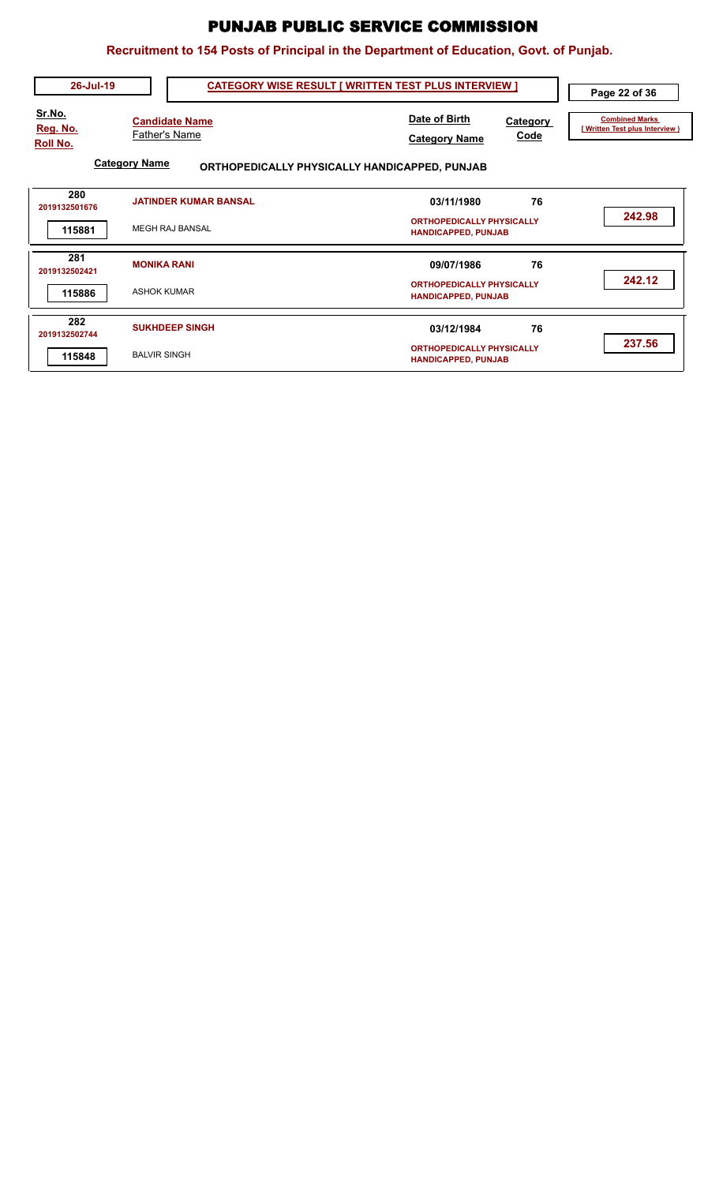# PUNJAB PUBLIC SERVICE COMMISSION

## Recruitment to 154 Posts of Principal in the Department of Education, Govt. of Punjab.

26-Jul-19

**CATEGORY WISE RESULT [ WRITTEN TEST PLUS INTERVIEW ]**

**Category Name** ORTHOPEDICALLY PHYSICALLY HANDICAPPED, PUNJAB

| Sr.No. / Reg. No. / Roll No. | Candidate Name / Father's Name | Date of Birth / Category Name | Category Code | Combined Marks [ Written Test plus Interview ] |
|---|---|---|---|---|
| 280 / 2019132501676 / 115881 | JATINDER KUMAR BANSAL / MEGH RAJ BANSAL | 03/11/1980 / ORTHOPEDICALLY PHYSICALLY HANDICAPPED, PUNJAB | 76 | 242.98 |
| 281 / 2019132502421 / 115886 | MONIKA RANI / ASHOK KUMAR | 09/07/1986 / ORTHOPEDICALLY PHYSICALLY HANDICAPPED, PUNJAB | 76 | 242.12 |
| 282 / 2019132502744 / 115848 | SUKHDEEP SINGH / BALVIR SINGH | 03/12/1984 / ORTHOPEDICALLY PHYSICALLY HANDICAPPED, PUNJAB | 76 | 237.56 |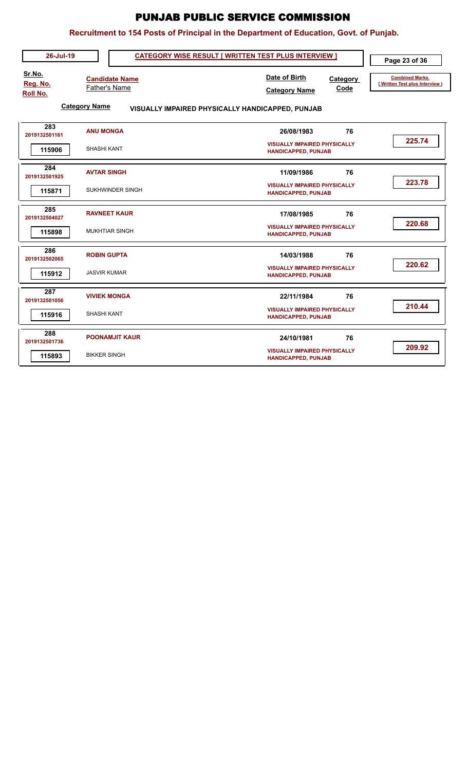# PUNJAB PUBLIC SERVICE COMMISSION

## Recruitment to 154 Posts of Principal in the Department of Education, Govt. of Punjab.

26-Jul-19

**CATEGORY WISE RESULT [ WRITTEN TEST PLUS INTERVIEW ]**

**Category Name** VISUALLY IMPAIRED PHYSICALLY HANDICAPPED, PUNJAB

| Sr.No. / Reg. No. / Roll No. | Candidate Name / Father's Name | Date of Birth / Category Name | Category Code | Combined Marks [ Written Test plus Interview ] |
|---|---|---|---|---|
| 283 / 2019132501161 / 115906 | **ANU MONGA** / SHASHI KANT | 26/08/1983 / VISUALLY IMPAIRED PHYSICALLY HANDICAPPED, PUNJAB | 76 | 225.74 |
| 284 / 2019132501925 / 115871 | **AVTAR SINGH** / SUKHWINDER SINGH | 11/09/1986 / VISUALLY IMPAIRED PHYSICALLY HANDICAPPED, PUNJAB | 76 | 223.78 |
| 285 / 2019132504027 / 115898 | **RAVNEET KAUR** / MUKHTIAR SINGH | 17/08/1985 / VISUALLY IMPAIRED PHYSICALLY HANDICAPPED, PUNJAB | 76 | 220.68 |
| 286 / 2019132502065 / 115912 | **ROBIN GUPTA** / JASVIR KUMAR | 14/03/1988 / VISUALLY IMPAIRED PHYSICALLY HANDICAPPED, PUNJAB | 76 | 220.62 |
| 287 / 2019132501056 / 115916 | **VIVIEK MONGA** / SHASHI KANT | 22/11/1984 / VISUALLY IMPAIRED PHYSICALLY HANDICAPPED, PUNJAB | 76 | 210.44 |
| 288 / 2019132501736 / 115893 | **POONAMJIT KAUR** / BIKKER SINGH | 24/10/1981 / VISUALLY IMPAIRED PHYSICALLY HANDICAPPED, PUNJAB | 76 | 209.92 |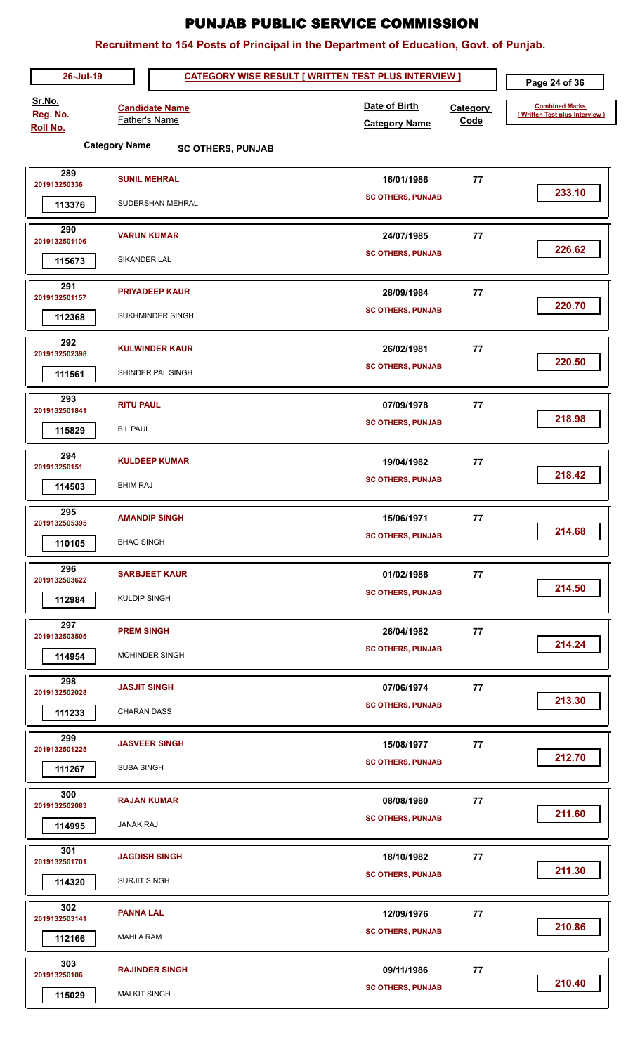# PUNJAB PUBLIC SERVICE COMMISSION

## Recruitment to 154 Posts of Principal in the Department of Education, Govt. of Punjab.

26-Jul-19 | **CATEGORY WISE RESULT [ WRITTEN TEST PLUS INTERVIEW ]**

**Category Name** SC OTHERS, PUNJAB

| Sr.No. / Reg. No. / Roll No. | Candidate Name / Father's Name | Date of Birth / Category Name | Category Code | Combined Marks [ Written Test plus Interview ] |
|---|---|---|---|---|
| 289 / 201913250336 / 113376 | SUNIL MEHRAL / SUDERSHAN MEHRAL | 16/01/1986 / SC OTHERS, PUNJAB | 77 | 233.10 |
| 290 / 2019132501106 / 115673 | VARUN KUMAR / SIKANDER LAL | 24/07/1985 / SC OTHERS, PUNJAB | 77 | 226.62 |
| 291 / 2019132501157 / 112368 | PRIYADEEP KAUR / SUKHMINDER SINGH | 28/09/1984 / SC OTHERS, PUNJAB | 77 | 220.70 |
| 292 / 2019132502398 / 111561 | KULWINDER KAUR / SHINDER PAL SINGH | 26/02/1981 / SC OTHERS, PUNJAB | 77 | 220.50 |
| 293 / 2019132501841 / 115829 | RITU PAUL / B L PAUL | 07/09/1978 / SC OTHERS, PUNJAB | 77 | 218.98 |
| 294 / 201913250151 / 114503 | KULDEEP KUMAR / BHIM RAJ | 19/04/1982 / SC OTHERS, PUNJAB | 77 | 218.42 |
| 295 / 2019132505395 / 110105 | AMANDIP SINGH / BHAG SINGH | 15/06/1971 / SC OTHERS, PUNJAB | 77 | 214.68 |
| 296 / 2019132503622 / 112984 | SARBJEET KAUR / KULDIP SINGH | 01/02/1986 / SC OTHERS, PUNJAB | 77 | 214.50 |
| 297 / 2019132503505 / 114954 | PREM SINGH / MOHINDER SINGH | 26/04/1982 / SC OTHERS, PUNJAB | 77 | 214.24 |
| 298 / 2019132502028 / 111233 | JASJIT SINGH / CHARAN DASS | 07/06/1974 / SC OTHERS, PUNJAB | 77 | 213.30 |
| 299 / 2019132501225 / 111267 | JASVEER SINGH / SUBA SINGH | 15/08/1977 / SC OTHERS, PUNJAB | 77 | 212.70 |
| 300 / 2019132502083 / 114995 | RAJAN KUMAR / JANAK RAJ | 08/08/1980 / SC OTHERS, PUNJAB | 77 | 211.60 |
| 301 / 2019132501701 / 114320 | JAGDISH SINGH / SURJIT SINGH | 18/10/1982 / SC OTHERS, PUNJAB | 77 | 211.30 |
| 302 / 2019132503141 / 112166 | PANNA LAL / MAHLA RAM | 12/09/1976 / SC OTHERS, PUNJAB | 77 | 210.86 |
| 303 / 201913250106 / 115029 | RAJINDER SINGH / MALKIT SINGH | 09/11/1986 / SC OTHERS, PUNJAB | 77 | 210.40 |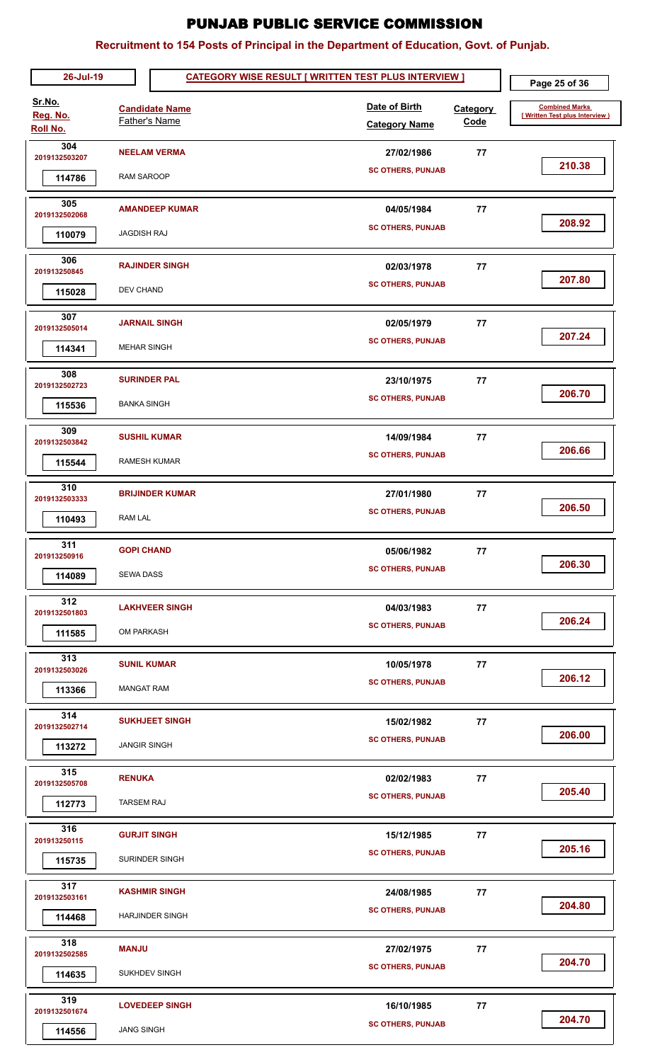# PUNJAB PUBLIC SERVICE COMMISSION

## Recruitment to 154 Posts of Principal in the Department of Education, Govt. of Punjab.

**26-Jul-19** — **CATEGORY WISE RESULT [ WRITTEN TEST PLUS INTERVIEW ]**

| Sr.No. / Reg. No. / Roll No. | Candidate Name / Father's Name | Date of Birth / Category Name | Category Code | Combined Marks [ Written Test plus Interview ] |
|---|---|---|---|---|
| 304 / 2019132503207 / 114786 | NEELAM VERMA / RAM SAROOP | 27/02/1986 / SC OTHERS, PUNJAB | 77 | 210.38 |
| 305 / 2019132502068 / 110079 | AMANDEEP KUMAR / JAGDISH RAJ | 04/05/1984 / SC OTHERS, PUNJAB | 77 | 208.92 |
| 306 / 201913250845 / 115028 | RAJINDER SINGH / DEV CHAND | 02/03/1978 / SC OTHERS, PUNJAB | 77 | 207.80 |
| 307 / 2019132505014 / 114341 | JARNAIL SINGH / MEHAR SINGH | 02/05/1979 / SC OTHERS, PUNJAB | 77 | 207.24 |
| 308 / 2019132502723 / 115536 | SURINDER PAL / BANKA SINGH | 23/10/1975 / SC OTHERS, PUNJAB | 77 | 206.70 |
| 309 / 2019132503842 / 115544 | SUSHIL KUMAR / RAMESH KUMAR | 14/09/1984 / SC OTHERS, PUNJAB | 77 | 206.66 |
| 310 / 2019132503333 / 110493 | BRIJINDER KUMAR / RAM LAL | 27/01/1980 / SC OTHERS, PUNJAB | 77 | 206.50 |
| 311 / 201913250916 / 114089 | GOPI CHAND / SEWA DASS | 05/06/1982 / SC OTHERS, PUNJAB | 77 | 206.30 |
| 312 / 2019132501803 / 111585 | LAKHVEER SINGH / OM PARKASH | 04/03/1983 / SC OTHERS, PUNJAB | 77 | 206.24 |
| 313 / 2019132503026 / 113366 | SUNIL KUMAR / MANGAT RAM | 10/05/1978 / SC OTHERS, PUNJAB | 77 | 206.12 |
| 314 / 2019132502714 / 113272 | SUKHJEET SINGH / JANGIR SINGH | 15/02/1982 / SC OTHERS, PUNJAB | 77 | 206.00 |
| 315 / 2019132505708 / 112773 | RENUKA / TARSEM RAJ | 02/02/1983 / SC OTHERS, PUNJAB | 77 | 205.40 |
| 316 / 201913250115 / 115735 | GURJIT SINGH / SURINDER SINGH | 15/12/1985 / SC OTHERS, PUNJAB | 77 | 205.16 |
| 317 / 2019132503161 / 114468 | KASHMIR SINGH / HARJINDER SINGH | 24/08/1985 / SC OTHERS, PUNJAB | 77 | 204.80 |
| 318 / 2019132502585 / 114635 | MANJU / SUKHDEV SINGH | 27/02/1975 / SC OTHERS, PUNJAB | 77 | 204.70 |
| 319 / 2019132501674 / 114556 | LOVEDEEP SINGH / JANG SINGH | 16/10/1985 / SC OTHERS, PUNJAB | 77 | 204.70 |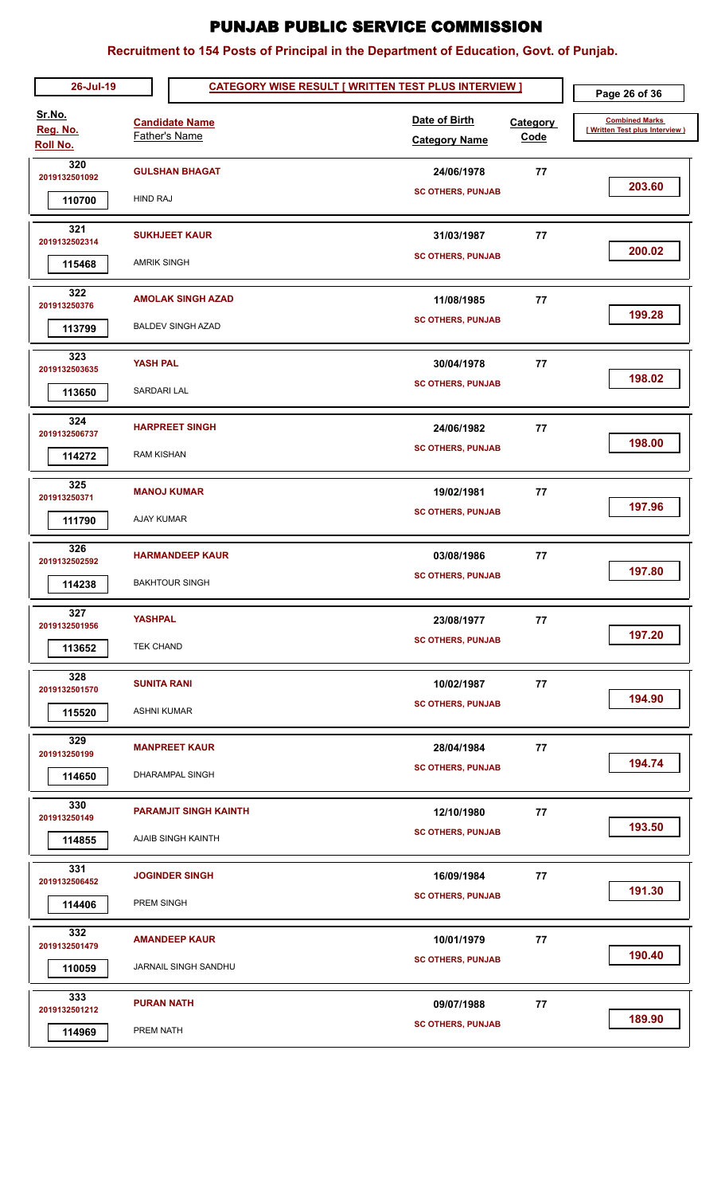# PUNJAB PUBLIC SERVICE COMMISSION

## Recruitment to 154 Posts of Principal in the Department of Education, Govt. of Punjab.

**26-Jul-19** | **CATEGORY WISE RESULT [ WRITTEN TEST PLUS INTERVIEW ]**

| Sr.No. / Reg. No. / Roll No. | Candidate Name / Father's Name | Date of Birth / Category Name | Category Code | Combined Marks [ Written Test plus Interview ] |
|---|---|---|---|---|
| 320 / 2019132501092 / 110700 | GULSHAN BHAGAT / HIND RAJ | 24/06/1978 / SC OTHERS, PUNJAB | 77 | 203.60 |
| 321 / 2019132502314 / 115468 | SUKHJEET KAUR / AMRIK SINGH | 31/03/1987 / SC OTHERS, PUNJAB | 77 | 200.02 |
| 322 / 201913250376 / 113799 | AMOLAK SINGH AZAD / BALDEV SINGH AZAD | 11/08/1985 / SC OTHERS, PUNJAB | 77 | 199.28 |
| 323 / 2019132503635 / 113650 | YASH PAL / SARDARI LAL | 30/04/1978 / SC OTHERS, PUNJAB | 77 | 198.02 |
| 324 / 2019132506737 / 114272 | HARPREET SINGH / RAM KISHAN | 24/06/1982 / SC OTHERS, PUNJAB | 77 | 198.00 |
| 325 / 201913250371 / 111790 | MANOJ KUMAR / AJAY KUMAR | 19/02/1981 / SC OTHERS, PUNJAB | 77 | 197.96 |
| 326 / 2019132502592 / 114238 | HARMANDEEP KAUR / BAKHTOUR SINGH | 03/08/1986 / SC OTHERS, PUNJAB | 77 | 197.80 |
| 327 / 2019132501956 / 113652 | YASHPAL / TEK CHAND | 23/08/1977 / SC OTHERS, PUNJAB | 77 | 197.20 |
| 328 / 2019132501570 / 115520 | SUNITA RANI / ASHNI KUMAR | 10/02/1987 / SC OTHERS, PUNJAB | 77 | 194.90 |
| 329 / 201913250199 / 114650 | MANPREET KAUR / DHARAMPAL SINGH | 28/04/1984 / SC OTHERS, PUNJAB | 77 | 194.74 |
| 330 / 201913250149 / 114855 | PARAMJIT SINGH KAINTH / AJAIB SINGH KAINTH | 12/10/1980 / SC OTHERS, PUNJAB | 77 | 193.50 |
| 331 / 2019132506452 / 114406 | JOGINDER SINGH / PREM SINGH | 16/09/1984 / SC OTHERS, PUNJAB | 77 | 191.30 |
| 332 / 2019132501479 / 110059 | AMANDEEP KAUR / JARNAIL SINGH SANDHU | 10/01/1979 / SC OTHERS, PUNJAB | 77 | 190.40 |
| 333 / 2019132501212 / 114969 | PURAN NATH / PREM NATH | 09/07/1988 / SC OTHERS, PUNJAB | 77 | 189.90 |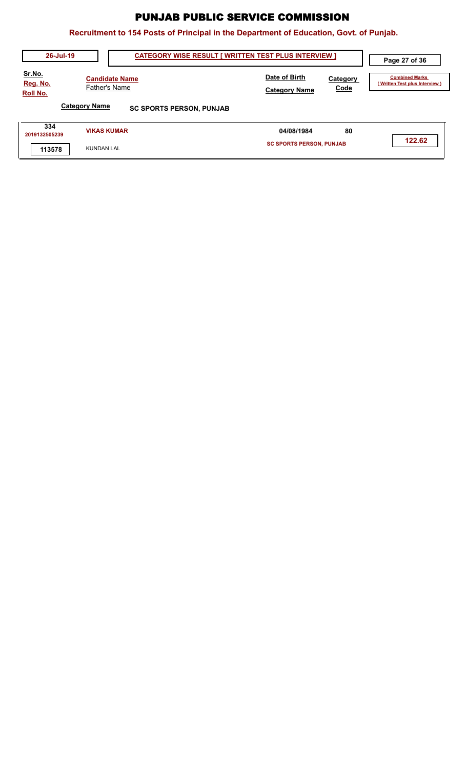# PUNJAB PUBLIC SERVICE COMMISSION

## Recruitment to 154 Posts of Principal in the Department of Education, Govt. of Punjab.

26-Jul-19

**CATEGORY WISE RESULT [ WRITTEN TEST PLUS INTERVIEW ]**

**Category Name** SC SPORTS PERSON, PUNJAB

| Sr.No. / Reg. No. / Roll No. | Candidate Name / Father's Name | Date of Birth / Category Name | Category Code | Combined Marks [ Written Test plus Interview ] |
|---|---|---|---|---|
| 334 / 2019132505239 / 113578 | VIKAS KUMAR / KUNDAN LAL | 04/08/1984 / SC SPORTS PERSON, PUNJAB | 80 | 122.62 |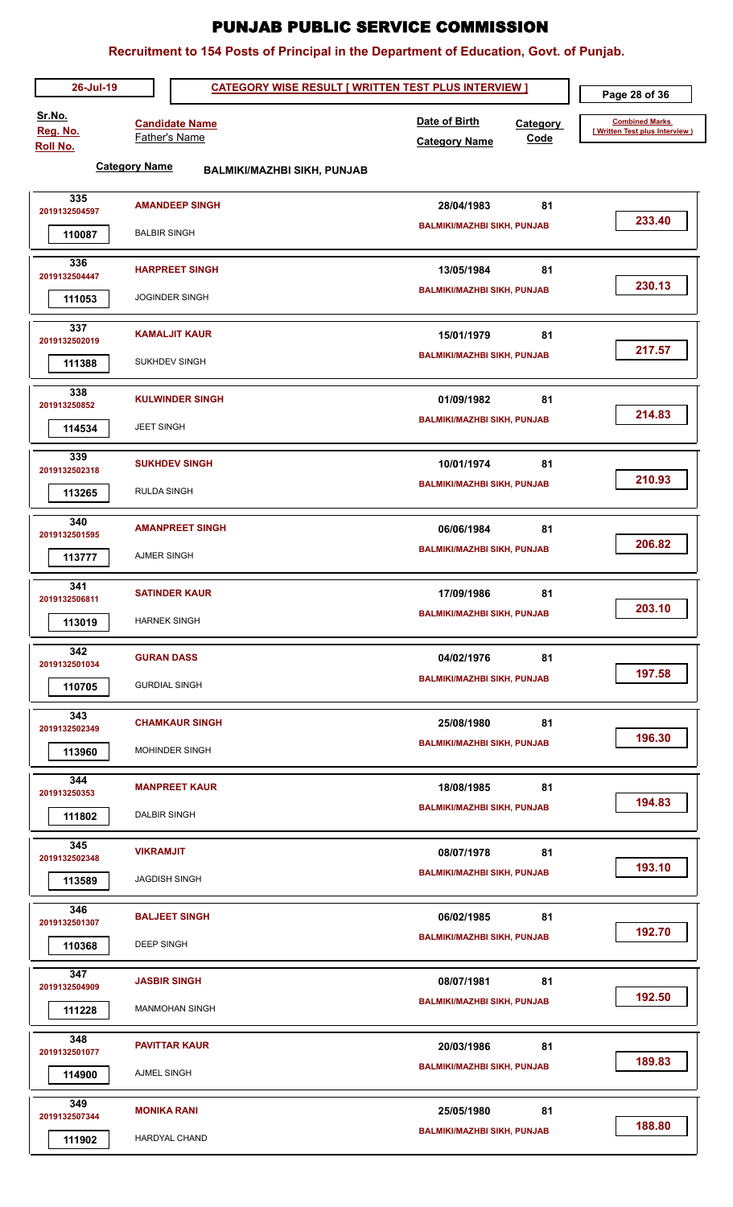# PUNJAB PUBLIC SERVICE COMMISSION

## Recruitment to 154 Posts of Principal in the Department of Education, Govt. of Punjab.

**26-Jul-19** — **CATEGORY WISE RESULT [ WRITTEN TEST PLUS INTERVIEW ]**

**Category Name** BALMIKI/MAZHBI SIKH, PUNJAB

| Sr.No. | Reg. No. | Roll No. | Candidate Name | Father's Name | Date of Birth | Category Name | Category Code | Combined Marks [ Written Test plus Interview ] |
|---|---|---|---|---|---|---|---|---|
| 335 | 2019132504597 | 110087 | AMANDEEP SINGH | BALBIR SINGH | 28/04/1983 | BALMIKI/MAZHBI SIKH, PUNJAB | 81 | 233.40 |
| 336 | 2019132504447 | 111053 | HARPREET SINGH | JOGINDER SINGH | 13/05/1984 | BALMIKI/MAZHBI SIKH, PUNJAB | 81 | 230.13 |
| 337 | 2019132502019 | 111388 | KAMALJIT KAUR | SUKHDEV SINGH | 15/01/1979 | BALMIKI/MAZHBI SIKH, PUNJAB | 81 | 217.57 |
| 338 | 201913250852 | 114534 | KULWINDER SINGH | JEET SINGH | 01/09/1982 | BALMIKI/MAZHBI SIKH, PUNJAB | 81 | 214.83 |
| 339 | 2019132502318 | 113265 | SUKHDEV SINGH | RULDA SINGH | 10/01/1974 | BALMIKI/MAZHBI SIKH, PUNJAB | 81 | 210.93 |
| 340 | 2019132501595 | 113777 | AMANPREET SINGH | AJMER SINGH | 06/06/1984 | BALMIKI/MAZHBI SIKH, PUNJAB | 81 | 206.82 |
| 341 | 2019132506811 | 113019 | SATINDER KAUR | HARNEK SINGH | 17/09/1986 | BALMIKI/MAZHBI SIKH, PUNJAB | 81 | 203.10 |
| 342 | 2019132501034 | 110705 | GURAN DASS | GURDIAL SINGH | 04/02/1976 | BALMIKI/MAZHBI SIKH, PUNJAB | 81 | 197.58 |
| 343 | 2019132502349 | 113960 | CHAMKAUR SINGH | MOHINDER SINGH | 25/08/1980 | BALMIKI/MAZHBI SIKH, PUNJAB | 81 | 196.30 |
| 344 | 201913250353 | 111802 | MANPREET KAUR | DALBIR SINGH | 18/08/1985 | BALMIKI/MAZHBI SIKH, PUNJAB | 81 | 194.83 |
| 345 | 2019132502348 | 113589 | VIKRAMJIT | JAGDISH SINGH | 08/07/1978 | BALMIKI/MAZHBI SIKH, PUNJAB | 81 | 193.10 |
| 346 | 2019132501307 | 110368 | BALJEET SINGH | DEEP SINGH | 06/02/1985 | BALMIKI/MAZHBI SIKH, PUNJAB | 81 | 192.70 |
| 347 | 2019132504909 | 111228 | JASBIR SINGH | MANMOHAN SINGH | 08/07/1981 | BALMIKI/MAZHBI SIKH, PUNJAB | 81 | 192.50 |
| 348 | 2019132501077 | 114900 | PAVITTAR KAUR | AJMEL SINGH | 20/03/1986 | BALMIKI/MAZHBI SIKH, PUNJAB | 81 | 189.83 |
| 349 | 2019132507344 | 111902 | MONIKA RANI | HARDYAL CHAND | 25/05/1980 | BALMIKI/MAZHBI SIKH, PUNJAB | 81 | 188.80 |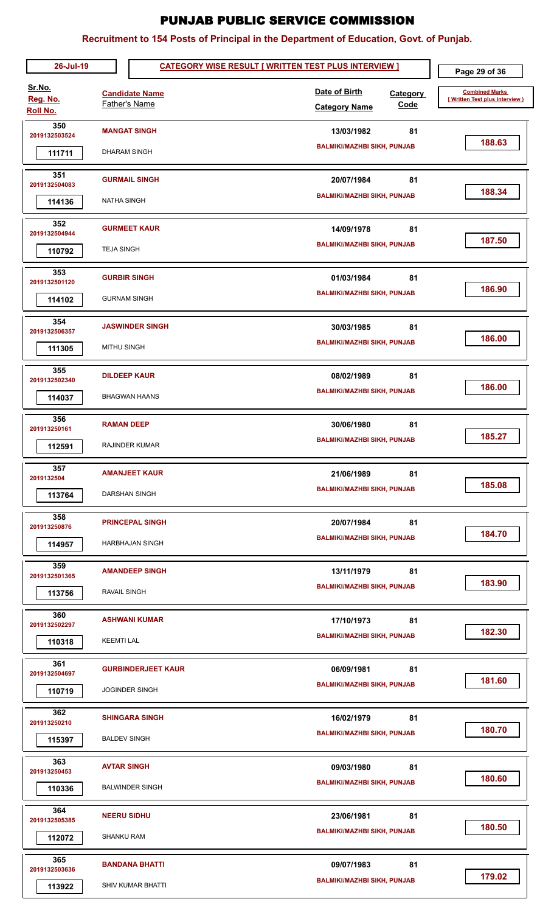# PUNJAB PUBLIC SERVICE COMMISSION

## Recruitment to 154 Posts of Principal in the Department of Education, Govt. of Punjab.

26-Jul-19 — **CATEGORY WISE RESULT [ WRITTEN TEST PLUS INTERVIEW ]**

| Sr.No. / Reg. No. / Roll No. | Candidate Name / Father's Name | Date of Birth / Category Name | Category Code | Combined Marks [ Written Test plus Interview ] |
|---|---|---|---|---|
| 350 / 2019132503524 / 111711 | **MANGAT SINGH** / DHARAM SINGH | 13/03/1982 / BALMIKI/MAZHBI SIKH, PUNJAB | 81 | 188.63 |
| 351 / 2019132504083 / 114136 | **GURMAIL SINGH** / NATHA SINGH | 20/07/1984 / BALMIKI/MAZHBI SIKH, PUNJAB | 81 | 188.34 |
| 352 / 2019132504944 / 110792 | **GURMEET KAUR** / TEJA SINGH | 14/09/1978 / BALMIKI/MAZHBI SIKH, PUNJAB | 81 | 187.50 |
| 353 / 2019132501120 / 114102 | **GURBIR SINGH** / GURNAM SINGH | 01/03/1984 / BALMIKI/MAZHBI SIKH, PUNJAB | 81 | 186.90 |
| 354 / 2019132506357 / 111305 | **JASWINDER SINGH** / MITHU SINGH | 30/03/1985 / BALMIKI/MAZHBI SIKH, PUNJAB | 81 | 186.00 |
| 355 / 2019132502340 / 114037 | **DILDEEP KAUR** / BHAGWAN HAANS | 08/02/1989 / BALMIKI/MAZHBI SIKH, PUNJAB | 81 | 186.00 |
| 356 / 201913250161 / 112591 | **RAMAN DEEP** / RAJINDER KUMAR | 30/06/1980 / BALMIKI/MAZHBI SIKH, PUNJAB | 81 | 185.27 |
| 357 / 2019132504 / 113764 | **AMANJEET KAUR** / DARSHAN SINGH | 21/06/1989 / BALMIKI/MAZHBI SIKH, PUNJAB | 81 | 185.08 |
| 358 / 201913250876 / 114957 | **PRINCEPAL SINGH** / HARBHAJAN SINGH | 20/07/1984 / BALMIKI/MAZHBI SIKH, PUNJAB | 81 | 184.70 |
| 359 / 2019132501365 / 113756 | **AMANDEEP SINGH** / RAVAIL SINGH | 13/11/1979 / BALMIKI/MAZHBI SIKH, PUNJAB | 81 | 183.90 |
| 360 / 2019132502297 / 110318 | **ASHWANI KUMAR** / KEEMTI LAL | 17/10/1973 / BALMIKI/MAZHBI SIKH, PUNJAB | 81 | 182.30 |
| 361 / 2019132504697 / 110719 | **GURBINDERJEET KAUR** / JOGINDER SINGH | 06/09/1981 / BALMIKI/MAZHBI SIKH, PUNJAB | 81 | 181.60 |
| 362 / 201913250210 / 115397 | **SHINGARA SINGH** / BALDEV SINGH | 16/02/1979 / BALMIKI/MAZHBI SIKH, PUNJAB | 81 | 180.70 |
| 363 / 201913250453 / 110336 | **AVTAR SINGH** / BALWINDER SINGH | 09/03/1980 / BALMIKI/MAZHBI SIKH, PUNJAB | 81 | 180.60 |
| 364 / 2019132505385 / 112072 | **NEERU SIDHU** / SHANKU RAM | 23/06/1981 / BALMIKI/MAZHBI SIKH, PUNJAB | 81 | 180.50 |
| 365 / 2019132503636 / 113922 | **BANDANA BHATTI** / SHIV KUMAR BHATTI | 09/07/1983 / BALMIKI/MAZHBI SIKH, PUNJAB | 81 | 179.02 |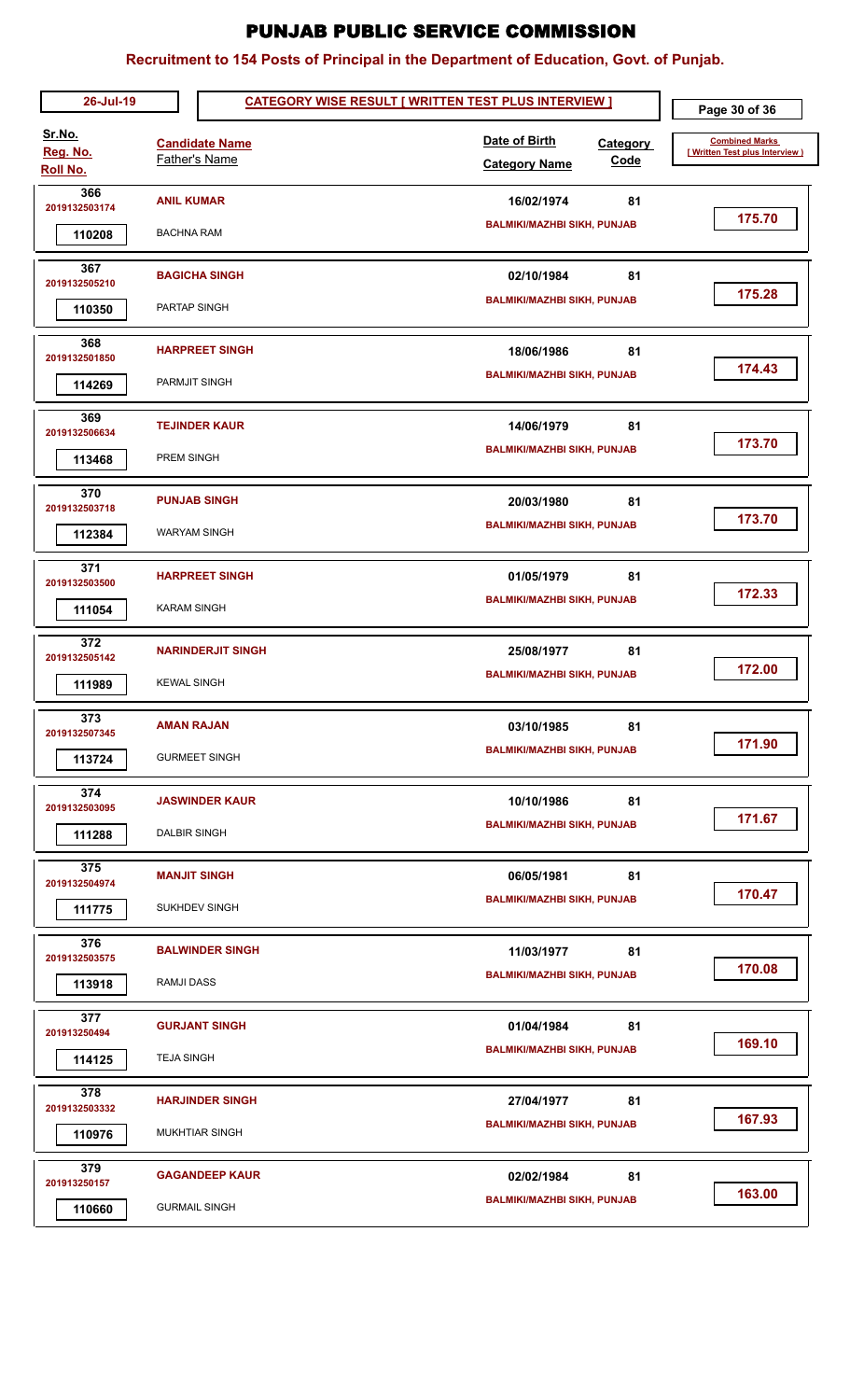# PUNJAB PUBLIC SERVICE COMMISSION

## Recruitment to 154 Posts of Principal in the Department of Education, Govt. of Punjab.

**26-Jul-19** | **CATEGORY WISE RESULT [ WRITTEN TEST PLUS INTERVIEW ]**

| Sr.No. / Reg. No. / Roll No. | Candidate Name / Father's Name | Date of Birth / Category Name | Category Code | Combined Marks [ Written Test plus Interview ] |
|---|---|---|---|---|
| 366 / 2019132503174 / 110208 | **ANIL KUMAR** / BACHNA RAM | 16/02/1974 / BALMIKI/MAZHBI SIKH, PUNJAB | 81 | 175.70 |
| 367 / 2019132505210 / 110350 | **BAGICHA SINGH** / PARTAP SINGH | 02/10/1984 / BALMIKI/MAZHBI SIKH, PUNJAB | 81 | 175.28 |
| 368 / 2019132501850 / 114269 | **HARPREET SINGH** / PARMJIT SINGH | 18/06/1986 / BALMIKI/MAZHBI SIKH, PUNJAB | 81 | 174.43 |
| 369 / 2019132506634 / 113468 | **TEJINDER KAUR** / PREM SINGH | 14/06/1979 / BALMIKI/MAZHBI SIKH, PUNJAB | 81 | 173.70 |
| 370 / 2019132503718 / 112384 | **PUNJAB SINGH** / WARYAM SINGH | 20/03/1980 / BALMIKI/MAZHBI SIKH, PUNJAB | 81 | 173.70 |
| 371 / 2019132503500 / 111054 | **HARPREET SINGH** / KARAM SINGH | 01/05/1979 / BALMIKI/MAZHBI SIKH, PUNJAB | 81 | 172.33 |
| 372 / 2019132505142 / 111989 | **NARINDERJIT SINGH** / KEWAL SINGH | 25/08/1977 / BALMIKI/MAZHBI SIKH, PUNJAB | 81 | 172.00 |
| 373 / 2019132507345 / 113724 | **AMAN RAJAN** / GURMEET SINGH | 03/10/1985 / BALMIKI/MAZHBI SIKH, PUNJAB | 81 | 171.90 |
| 374 / 2019132503095 / 111288 | **JASWINDER KAUR** / DALBIR SINGH | 10/10/1986 / BALMIKI/MAZHBI SIKH, PUNJAB | 81 | 171.67 |
| 375 / 2019132504974 / 111775 | **MANJIT SINGH** / SUKHDEV SINGH | 06/05/1981 / BALMIKI/MAZHBI SIKH, PUNJAB | 81 | 170.47 |
| 376 / 2019132503575 / 113918 | **BALWINDER SINGH** / RAMJI DASS | 11/03/1977 / BALMIKI/MAZHBI SIKH, PUNJAB | 81 | 170.08 |
| 377 / 201913250494 / 114125 | **GURJANT SINGH** / TEJA SINGH | 01/04/1984 / BALMIKI/MAZHBI SIKH, PUNJAB | 81 | 169.10 |
| 378 / 2019132503332 / 110976 | **HARJINDER SINGH** / MUKHTIAR SINGH | 27/04/1977 / BALMIKI/MAZHBI SIKH, PUNJAB | 81 | 167.93 |
| 379 / 201913250157 / 110660 | **GAGANDEEP KAUR** / GURMAIL SINGH | 02/02/1984 / BALMIKI/MAZHBI SIKH, PUNJAB | 81 | 163.00 |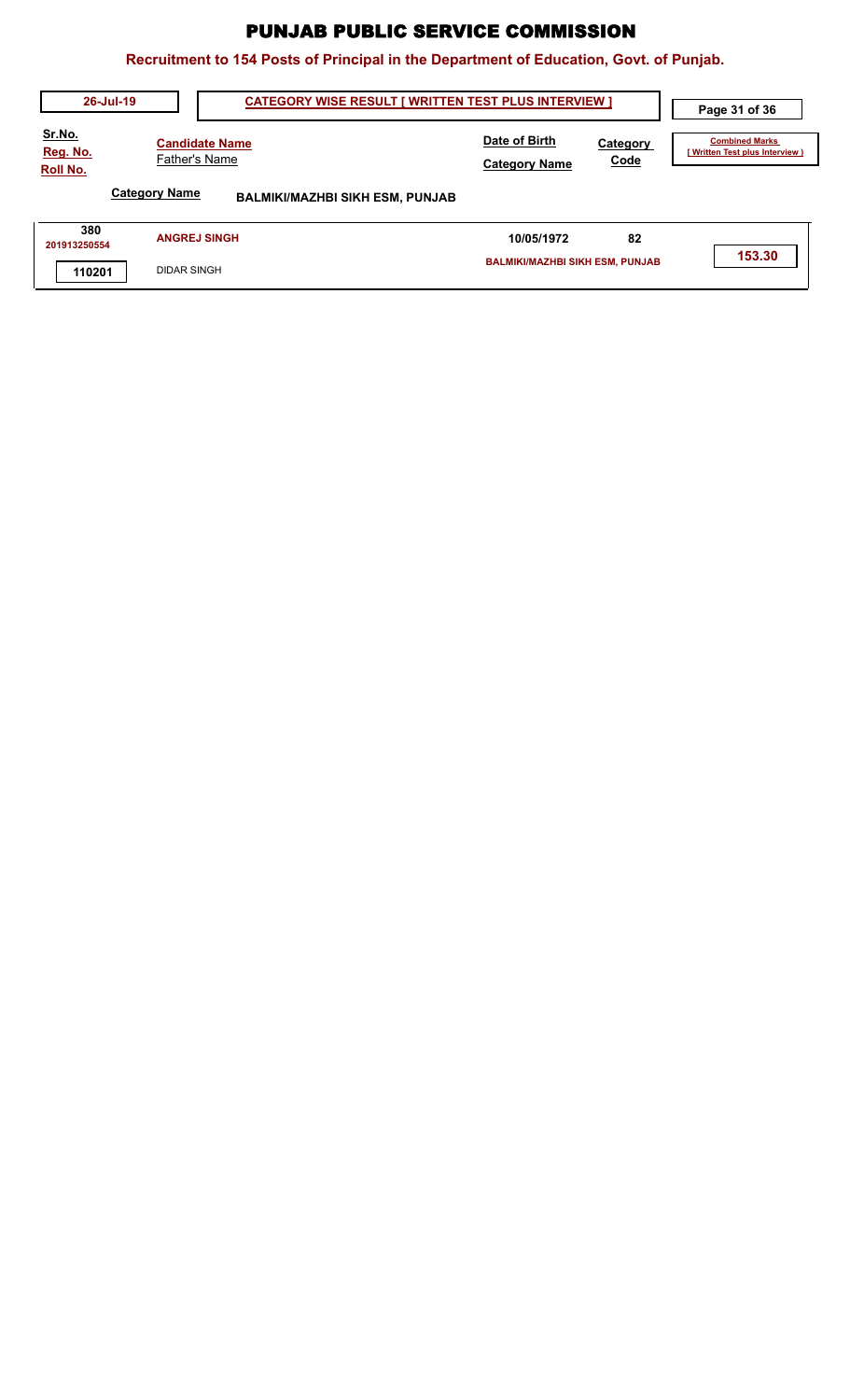# PUNJAB PUBLIC SERVICE COMMISSION

## Recruitment to 154 Posts of Principal in the Department of Education, Govt. of Punjab.

26-Jul-19 | **CATEGORY WISE RESULT [ WRITTEN TEST PLUS INTERVIEW ]**

| Sr.No. / Reg. No. / Roll No. | Candidate Name / Father's Name | Date of Birth / Category Name | Category Code | Combined Marks [ Written Test plus Interview ) |
|---|---|---|---|---|

**Category Name** BALMIKI/MAZHBI SIKH ESM, PUNJAB

| Sr.No. / Reg. No. / Roll No. | Candidate Name / Father's Name | Date of Birth / Category Name | Category Code | Combined Marks [ Written Test plus Interview ) |
|---|---|---|---|---|
| 380 / 201913250554 / 110201 | ANGREJ SINGH / DIDAR SINGH | 10/05/1972 / BALMIKI/MAZHBI SIKH ESM, PUNJAB | 82 | 153.30 |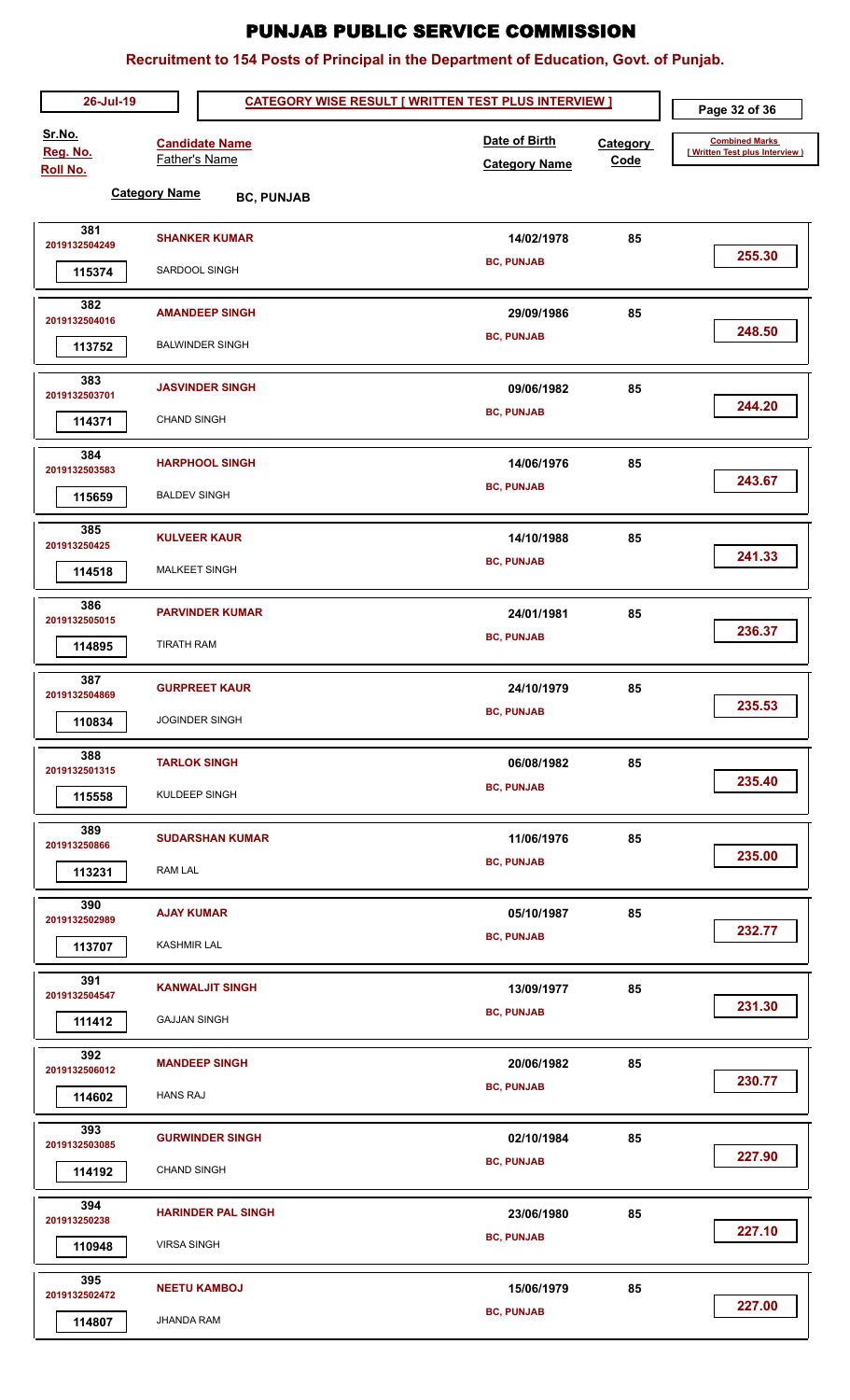# PUNJAB PUBLIC SERVICE COMMISSION

## Recruitment to 154 Posts of Principal in the Department of Education, Govt. of Punjab.

26-Jul-19 — **CATEGORY WISE RESULT [ WRITTEN TEST PLUS INTERVIEW ]**

**Category Name** BC, PUNJAB

| Sr.No. / Reg. No. / Roll No. | Candidate Name / Father's Name | Date of Birth / Category Name | Category Code | Combined Marks [ Written Test plus Interview ] |
|---|---|---|---|---|
| 381 / 2019132504249 / 115374 | SHANKER KUMAR / SARDOOL SINGH | 14/02/1978 / BC, PUNJAB | 85 | 255.30 |
| 382 / 2019132504016 / 113752 | AMANDEEP SINGH / BALWINDER SINGH | 29/09/1986 / BC, PUNJAB | 85 | 248.50 |
| 383 / 2019132503701 / 114371 | JASVINDER SINGH / CHAND SINGH | 09/06/1982 / BC, PUNJAB | 85 | 244.20 |
| 384 / 2019132503583 / 115659 | HARPHOOL SINGH / BALDEV SINGH | 14/06/1976 / BC, PUNJAB | 85 | 243.67 |
| 385 / 201913250425 / 114518 | KULVEER KAUR / MALKEET SINGH | 14/10/1988 / BC, PUNJAB | 85 | 241.33 |
| 386 / 2019132505015 / 114895 | PARVINDER KUMAR / TIRATH RAM | 24/01/1981 / BC, PUNJAB | 85 | 236.37 |
| 387 / 2019132504869 / 110834 | GURPREET KAUR / JOGINDER SINGH | 24/10/1979 / BC, PUNJAB | 85 | 235.53 |
| 388 / 2019132501315 / 115558 | TARLOK SINGH / KULDEEP SINGH | 06/08/1982 / BC, PUNJAB | 85 | 235.40 |
| 389 / 201913250866 / 113231 | SUDARSHAN KUMAR / RAM LAL | 11/06/1976 / BC, PUNJAB | 85 | 235.00 |
| 390 / 2019132502989 / 113707 | AJAY KUMAR / KASHMIR LAL | 05/10/1987 / BC, PUNJAB | 85 | 232.77 |
| 391 / 2019132504547 / 111412 | KANWALJIT SINGH / GAJJAN SINGH | 13/09/1977 / BC, PUNJAB | 85 | 231.30 |
| 392 / 2019132506012 / 114602 | MANDEEP SINGH / HANS RAJ | 20/06/1982 / BC, PUNJAB | 85 | 230.77 |
| 393 / 2019132503085 / 114192 | GURWINDER SINGH / CHAND SINGH | 02/10/1984 / BC, PUNJAB | 85 | 227.90 |
| 394 / 201913250238 / 110948 | HARINDER PAL SINGH / VIRSA SINGH | 23/06/1980 / BC, PUNJAB | 85 | 227.10 |
| 395 / 2019132502472 / 114807 | NEETU KAMBOJ / JHANDA RAM | 15/06/1979 / BC, PUNJAB | 85 | 227.00 |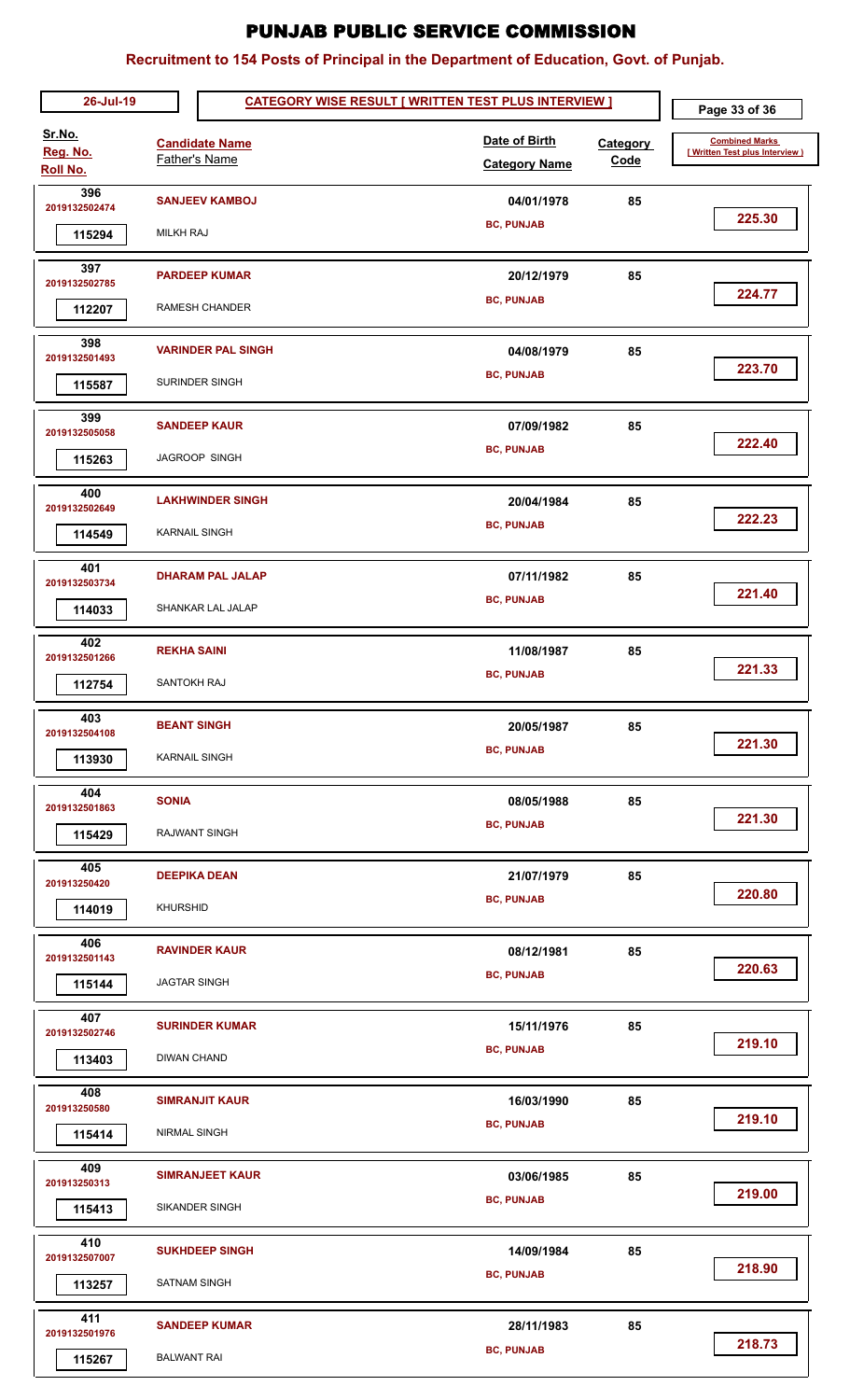# PUNJAB PUBLIC SERVICE COMMISSION

## Recruitment to 154 Posts of Principal in the Department of Education, Govt. of Punjab.

26-Jul-19 | **CATEGORY WISE RESULT [ WRITTEN TEST PLUS INTERVIEW ]**

| Sr.No. / Reg. No. / Roll No. | Candidate Name / Father's Name | Date of Birth / Category Name | Category Code | Combined Marks [ Written Test plus Interview ] |
|---|---|---|---|---|
| 396 / 2019132502474 / 115294 | **SANJEEV KAMBOJ** / MILKH RAJ | 04/01/1978 / BC, PUNJAB | 85 | 225.30 |
| 397 / 2019132502785 / 112207 | **PARDEEP KUMAR** / RAMESH CHANDER | 20/12/1979 / BC, PUNJAB | 85 | 224.77 |
| 398 / 2019132501493 / 115587 | **VARINDER PAL SINGH** / SURINDER SINGH | 04/08/1979 / BC, PUNJAB | 85 | 223.70 |
| 399 / 2019132505058 / 115263 | **SANDEEP KAUR** / JAGROOP SINGH | 07/09/1982 / BC, PUNJAB | 85 | 222.40 |
| 400 / 2019132502649 / 114549 | **LAKHWINDER SINGH** / KARNAIL SINGH | 20/04/1984 / BC, PUNJAB | 85 | 222.23 |
| 401 / 2019132503734 / 114033 | **DHARAM PAL JALAP** / SHANKAR LAL JALAP | 07/11/1982 / BC, PUNJAB | 85 | 221.40 |
| 402 / 2019132501266 / 112754 | **REKHA SAINI** / SANTOKH RAJ | 11/08/1987 / BC, PUNJAB | 85 | 221.33 |
| 403 / 2019132504108 / 113930 | **BEANT SINGH** / KARNAIL SINGH | 20/05/1987 / BC, PUNJAB | 85 | 221.30 |
| 404 / 2019132501863 / 115429 | **SONIA** / RAJWANT SINGH | 08/05/1988 / BC, PUNJAB | 85 | 221.30 |
| 405 / 201913250420 / 114019 | **DEEPIKA DEAN** / KHURSHID | 21/07/1979 / BC, PUNJAB | 85 | 220.80 |
| 406 / 2019132501143 / 115144 | **RAVINDER KAUR** / JAGTAR SINGH | 08/12/1981 / BC, PUNJAB | 85 | 220.63 |
| 407 / 2019132502746 / 113403 | **SURINDER KUMAR** / DIWAN CHAND | 15/11/1976 / BC, PUNJAB | 85 | 219.10 |
| 408 / 201913250580 / 115414 | **SIMRANJIT KAUR** / NIRMAL SINGH | 16/03/1990 / BC, PUNJAB | 85 | 219.10 |
| 409 / 201913250313 / 115413 | **SIMRANJEET KAUR** / SIKANDER SINGH | 03/06/1985 / BC, PUNJAB | 85 | 219.00 |
| 410 / 2019132507007 / 113257 | **SUKHDEEP SINGH** / SATNAM SINGH | 14/09/1984 / BC, PUNJAB | 85 | 218.90 |
| 411 / 2019132501976 / 115267 | **SANDEEP KUMAR** / BALWANT RAI | 28/11/1983 / BC, PUNJAB | 85 | 218.73 |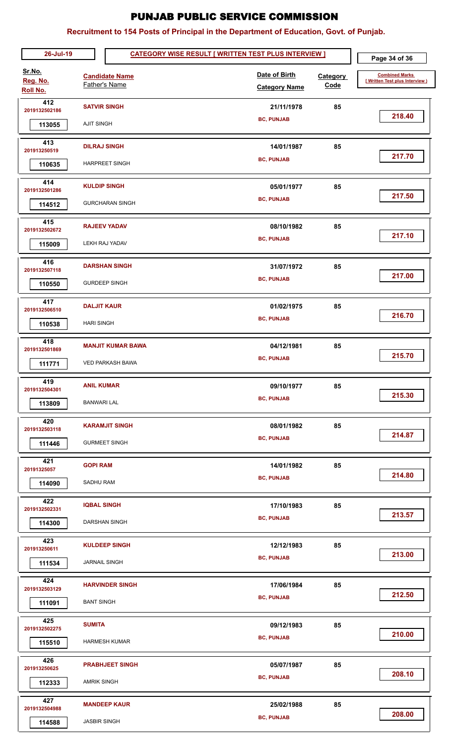# PUNJAB PUBLIC SERVICE COMMISSION

## Recruitment to 154 Posts of Principal in the Department of Education, Govt. of Punjab.

26-Jul-19 — **CATEGORY WISE RESULT [ WRITTEN TEST PLUS INTERVIEW ]**

| Sr.No. / Reg. No. / Roll No. | Candidate Name / Father's Name | Date of Birth / Category Name | Category Code | Combined Marks [ Written Test plus Interview ] |
|---|---|---|---|---|
| 412 / 2019132502186 / 113055 | **SATVIR SINGH** / AJIT SINGH | 21/11/1978 / BC, PUNJAB | 85 | 218.40 |
| 413 / 201913250519 / 110635 | **DILRAJ SINGH** / HARPREET SINGH | 14/01/1987 / BC, PUNJAB | 85 | 217.70 |
| 414 / 2019132501286 / 114512 | **KULDIP SINGH** / GURCHARAN SINGH | 05/01/1977 / BC, PUNJAB | 85 | 217.50 |
| 415 / 2019132502672 / 115009 | **RAJEEV YADAV** / LEKH RAJ YADAV | 08/10/1982 / BC, PUNJAB | 85 | 217.10 |
| 416 / 2019132507118 / 110550 | **DARSHAN SINGH** / GURDEEP SINGH | 31/07/1972 / BC, PUNJAB | 85 | 217.00 |
| 417 / 2019132506510 / 110538 | **DALJIT KAUR** / HARI SINGH | 01/02/1975 / BC, PUNJAB | 85 | 216.70 |
| 418 / 2019132501869 / 111771 | **MANJIT KUMAR BAWA** / VED PARKASH BAWA | 04/12/1981 / BC, PUNJAB | 85 | 215.70 |
| 419 / 2019132504301 / 113809 | **ANIL KUMAR** / BANWARI LAL | 09/10/1977 / BC, PUNJAB | 85 | 215.30 |
| 420 / 2019132503118 / 111446 | **KARAMJIT SINGH** / GURMEET SINGH | 08/01/1982 / BC, PUNJAB | 85 | 214.87 |
| 421 / 20191325057 / 114090 | **GOPI RAM** / SADHU RAM | 14/01/1982 / BC, PUNJAB | 85 | 214.80 |
| 422 / 2019132502331 / 114300 | **IQBAL SINGH** / DARSHAN SINGH | 17/10/1983 / BC, PUNJAB | 85 | 213.57 |
| 423 / 201913250611 / 111534 | **KULDEEP SINGH** / JARNAIL SINGH | 12/12/1983 / BC, PUNJAB | 85 | 213.00 |
| 424 / 2019132503129 / 111091 | **HARVINDER SINGH** / BANT SINGH | 17/06/1984 / BC, PUNJAB | 85 | 212.50 |
| 425 / 2019132502275 / 115510 | **SUMITA** / HARMESH KUMAR | 09/12/1983 / BC, PUNJAB | 85 | 210.00 |
| 426 / 201913250625 / 112333 | **PRABHJEET SINGH** / AMRIK SINGH | 05/07/1987 / BC, PUNJAB | 85 | 208.10 |
| 427 / 2019132504988 / 114588 | **MANDEEP KAUR** / JASBIR SINGH | 25/02/1988 / BC, PUNJAB | 85 | 208.00 |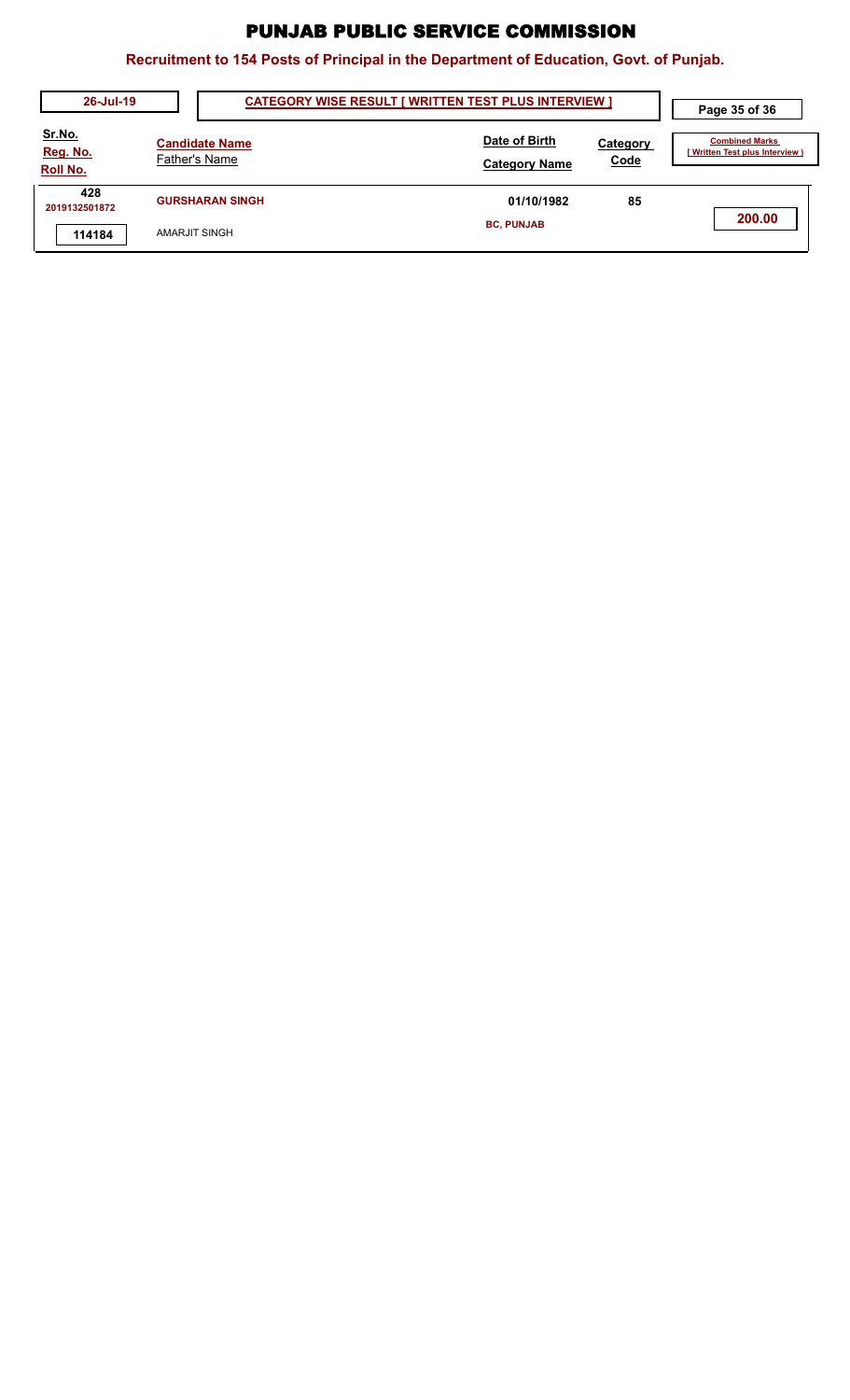# PUNJAB PUBLIC SERVICE COMMISSION

## Recruitment to 154 Posts of Principal in the Department of Education, Govt. of Punjab.

26-Jul-19

**CATEGORY WISE RESULT [ WRITTEN TEST PLUS INTERVIEW ]**

| Sr.No. / Reg. No. / Roll No. | Candidate Name / Father's Name | Date of Birth / Category Name | Category Code | Combined Marks [ Written Test plus Interview ] |
|---|---|---|---|---|
| 428 / 2019132501872 / 114184 | GURSHARAN SINGH / AMARJIT SINGH | 01/10/1982 / BC, PUNJAB | 85 | 200.00 |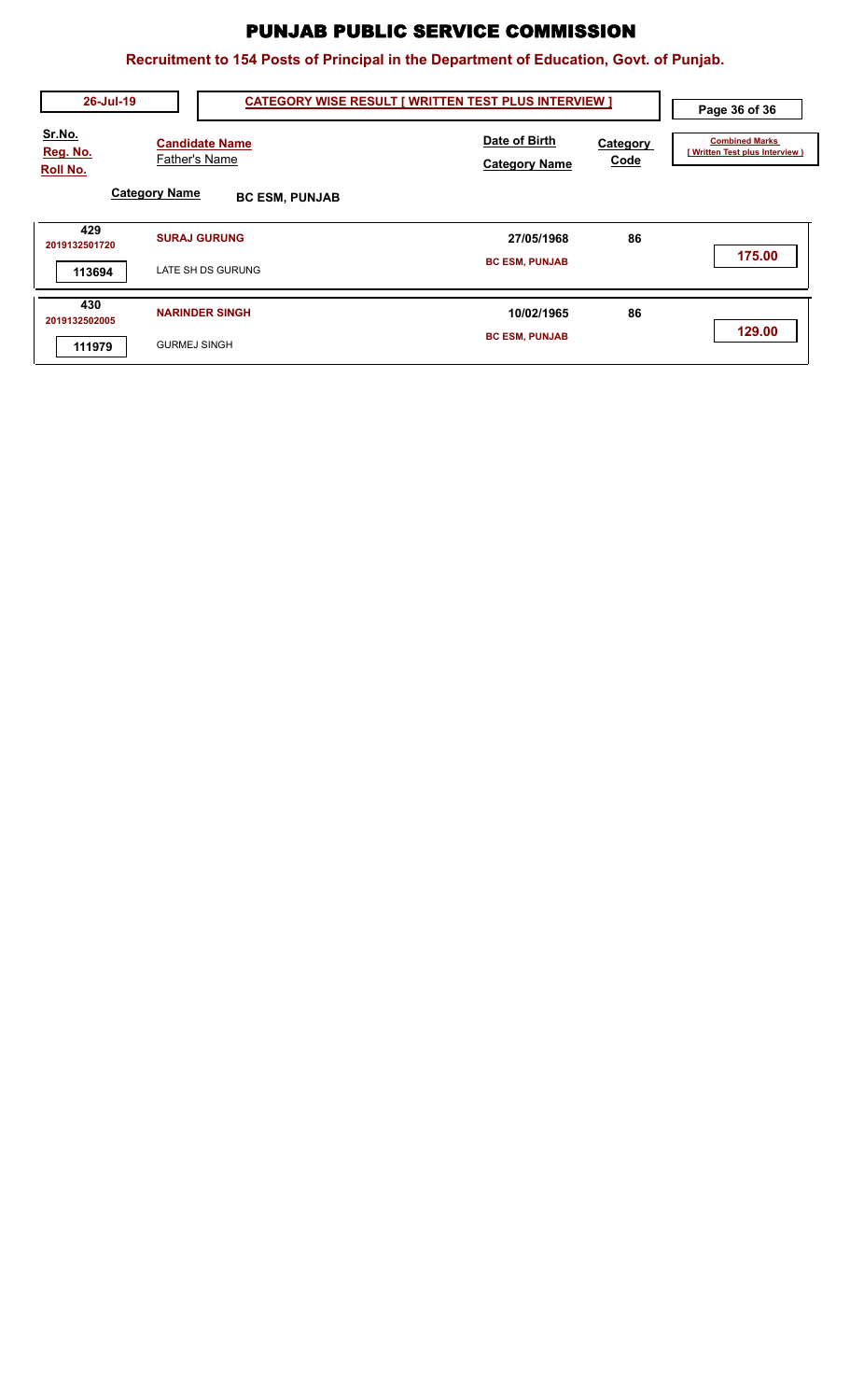# PUNJAB PUBLIC SERVICE COMMISSION

## Recruitment to 154 Posts of Principal in the Department of Education, Govt. of Punjab.

26-Jul-19

**CATEGORY WISE RESULT [ WRITTEN TEST PLUS INTERVIEW ]**

**Category Name** **BC ESM, PUNJAB**

| Sr.No. / Reg. No. / Roll No. | Candidate Name / Father's Name | Date of Birth / Category Name | Category Code | Combined Marks [ Written Test plus Interview ] |
|---|---|---|---|---|
| 429 / 2019132501720 / 113694 | **SURAJ GURUNG** / LATE SH DS GURUNG | 27/05/1968 / BC ESM, PUNJAB | 86 | 175.00 |
| 430 / 2019132502005 / 111979 | **NARINDER SINGH** / GURMEJ SINGH | 10/02/1965 / BC ESM, PUNJAB | 86 | 129.00 |